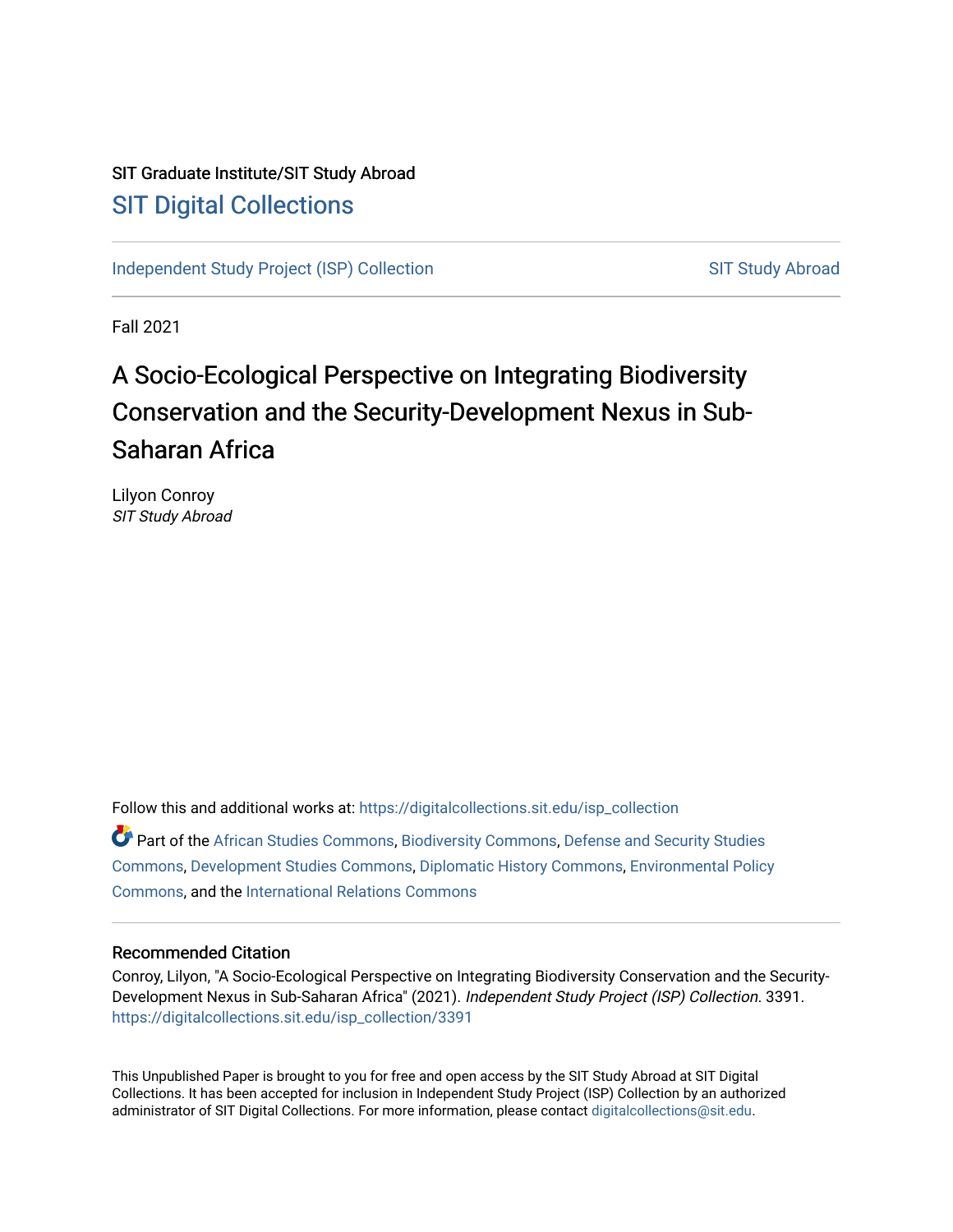SIT Graduate Institute/SIT Study Abroad

SIT Digital Collections

Independent Study Project (ISP) Collection

SIT Study Abroad

Fall 2021

# A Socio-Ecological Perspective on Integrating Biodiversity Conservation and the Security-Development Nexus in Sub-Saharan Africa

Lilyon Conroy
*SIT Study Abroad*

Follow this and additional works at: https://digitalcollections.sit.edu/isp_collection

Part of the African Studies Commons, Biodiversity Commons, Defense and Security Studies Commons, Development Studies Commons, Diplomatic History Commons, Environmental Policy Commons, and the International Relations Commons

## Recommended Citation

Conroy, Lilyon, "A Socio-Ecological Perspective on Integrating Biodiversity Conservation and the Security-Development Nexus in Sub-Saharan Africa" (2021). *Independent Study Project (ISP) Collection*. 3391.
https://digitalcollections.sit.edu/isp_collection/3391

This Unpublished Paper is brought to you for free and open access by the SIT Study Abroad at SIT Digital Collections. It has been accepted for inclusion in Independent Study Project (ISP) Collection by an authorized administrator of SIT Digital Collections. For more information, please contact digitalcollections@sit.edu.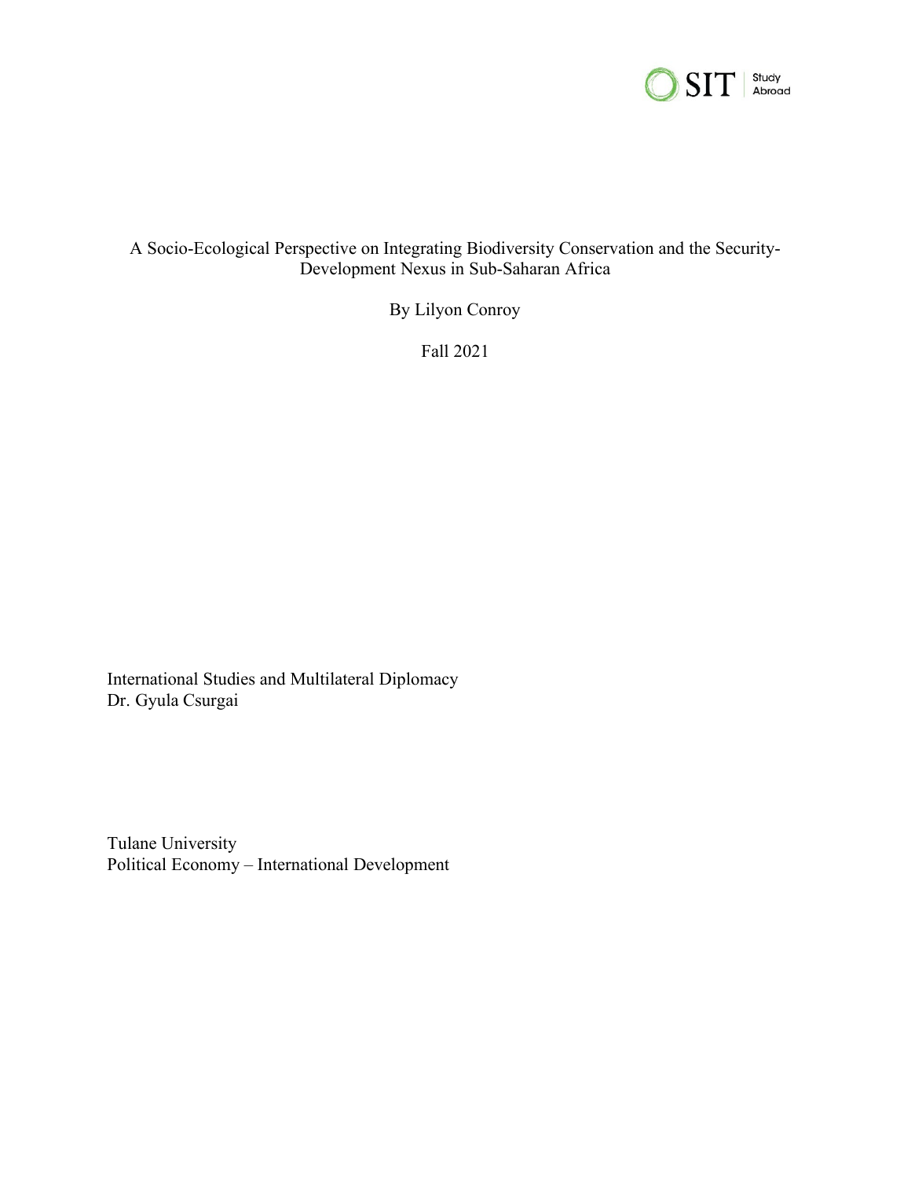A Socio-Ecological Perspective on Integrating Biodiversity Conservation and the Security-Development Nexus in Sub-Saharan Africa

By Lilyon Conroy

Fall 2021

International Studies and Multilateral Diplomacy
Dr. Gyula Csurgai

Tulane University
Political Economy – International Development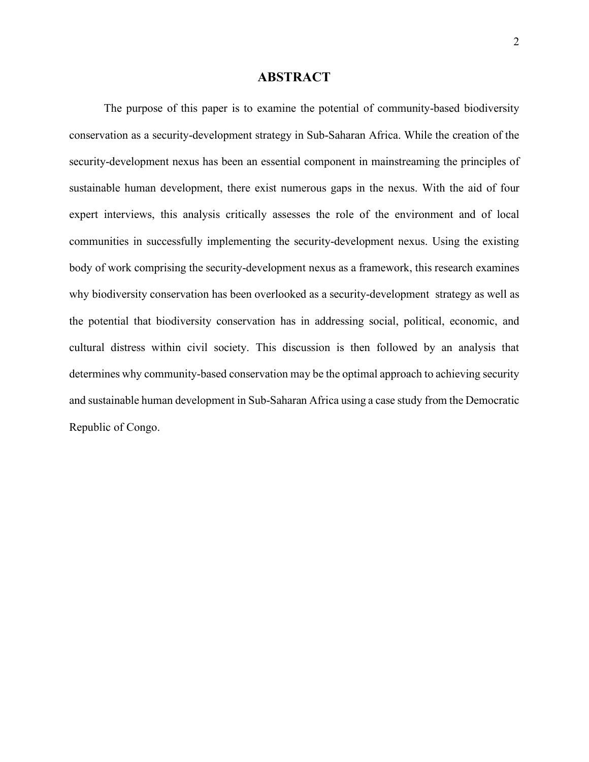# ABSTRACT

The purpose of this paper is to examine the potential of community-based biodiversity conservation as a security-development strategy in Sub-Saharan Africa. While the creation of the security-development nexus has been an essential component in mainstreaming the principles of sustainable human development, there exist numerous gaps in the nexus. With the aid of four expert interviews, this analysis critically assesses the role of the environment and of local communities in successfully implementing the security-development nexus. Using the existing body of work comprising the security-development nexus as a framework, this research examines why biodiversity conservation has been overlooked as a security-development strategy as well as the potential that biodiversity conservation has in addressing social, political, economic, and cultural distress within civil society. This discussion is then followed by an analysis that determines why community-based conservation may be the optimal approach to achieving security and sustainable human development in Sub-Saharan Africa using a case study from the Democratic Republic of Congo.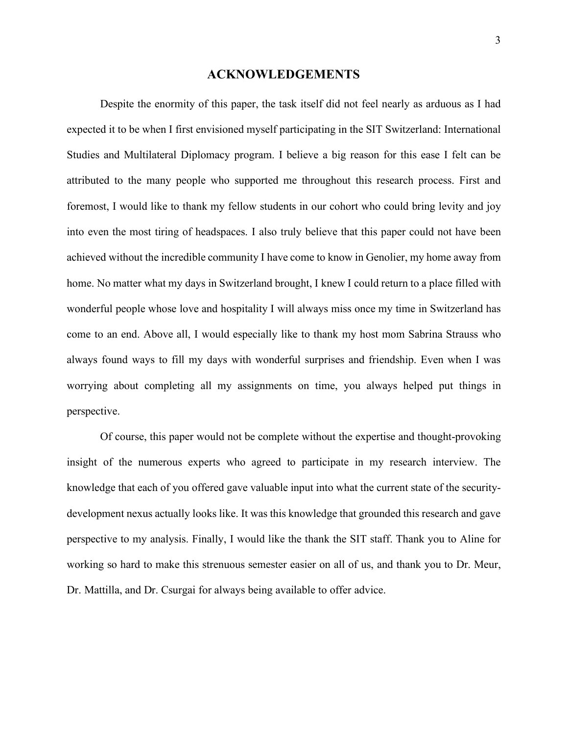# ACKNOWLEDGEMENTS

Despite the enormity of this paper, the task itself did not feel nearly as arduous as I had expected it to be when I first envisioned myself participating in the SIT Switzerland: International Studies and Multilateral Diplomacy program. I believe a big reason for this ease I felt can be attributed to the many people who supported me throughout this research process. First and foremost, I would like to thank my fellow students in our cohort who could bring levity and joy into even the most tiring of headspaces. I also truly believe that this paper could not have been achieved without the incredible community I have come to know in Genolier, my home away from home. No matter what my days in Switzerland brought, I knew I could return to a place filled with wonderful people whose love and hospitality I will always miss once my time in Switzerland has come to an end. Above all, I would especially like to thank my host mom Sabrina Strauss who always found ways to fill my days with wonderful surprises and friendship. Even when I was worrying about completing all my assignments on time, you always helped put things in perspective.

Of course, this paper would not be complete without the expertise and thought-provoking insight of the numerous experts who agreed to participate in my research interview. The knowledge that each of you offered gave valuable input into what the current state of the security-development nexus actually looks like. It was this knowledge that grounded this research and gave perspective to my analysis. Finally, I would like the thank the SIT staff. Thank you to Aline for working so hard to make this strenuous semester easier on all of us, and thank you to Dr. Meur, Dr. Mattilla, and Dr. Csurgai for always being available to offer advice.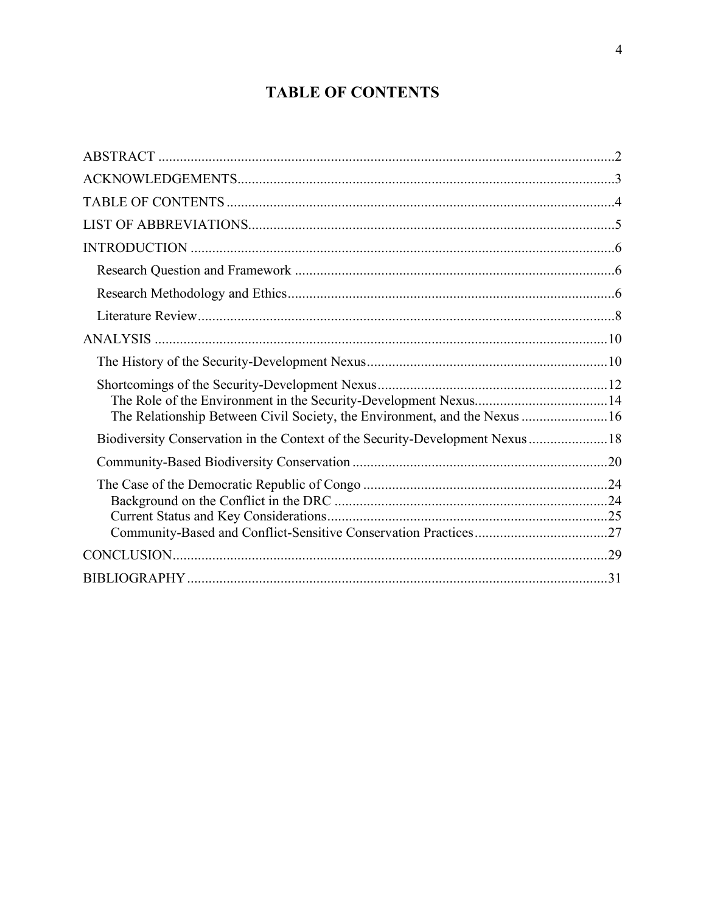# TABLE OF CONTENTS

ABSTRACT ....................................................................................................................2

ACKNOWLEDGEMENTS.............................................................................................3

TABLE OF CONTENTS ................................................................................................4

LIST OF ABBREVIATIONS..........................................................................................5

INTRODUCTION ..........................................................................................................6

- Research Question and Framework ..........................................................................6
- Research Methodology and Ethics.............................................................................6
- Literature Review.......................................................................................................8

ANALYSIS ....................................................................................................................10

- The History of the Security-Development Nexus.....................................................10
- Shortcomings of the Security-Development Nexus..................................................12
  - The Role of the Environment in the Security-Development Nexus.......................14
  - The Relationship Between Civil Society, the Environment, and the Nexus ..........16
- Biodiversity Conservation in the Context of the Security-Development Nexus ........18
- Community-Based Biodiversity Conservation .........................................................20
- The Case of the Democratic Republic of Congo .......................................................24
  - Background on the Conflict in the DRC ...............................................................24
  - Current Status and Key Considerations.................................................................25
  - Community-Based and Conflict-Sensitive Conservation Practices.......................27

CONCLUSION..............................................................................................................29

BIBLIOGRAPHY ..........................................................................................................31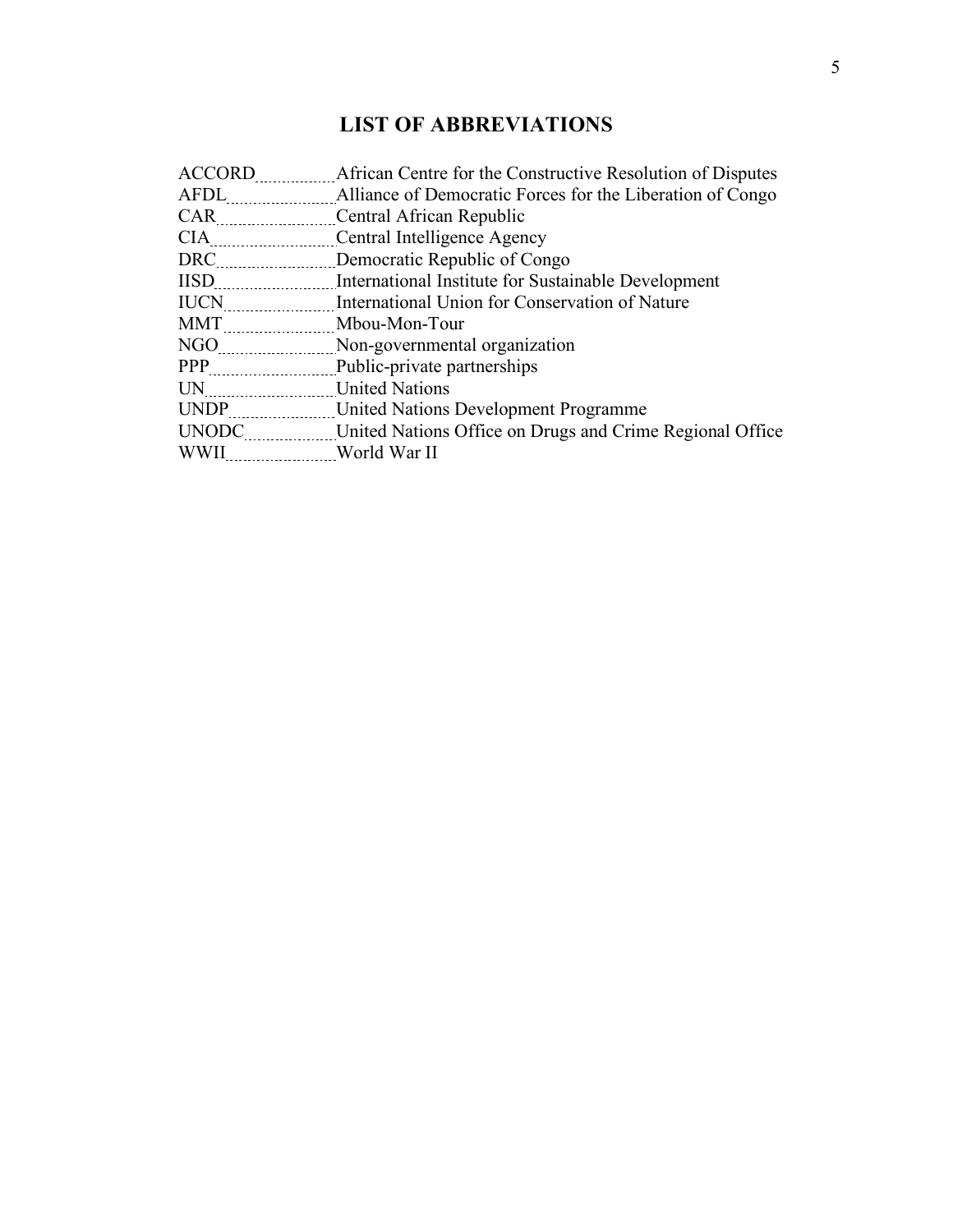# LIST OF ABBREVIATIONS

| Abbreviation | Meaning |
|---|---|
| ACCORD | African Centre for the Constructive Resolution of Disputes |
| AFDL | Alliance of Democratic Forces for the Liberation of Congo |
| CAR | Central African Republic |
| CIA | Central Intelligence Agency |
| DRC | Democratic Republic of Congo |
| IISD | International Institute for Sustainable Development |
| IUCN | International Union for Conservation of Nature |
| MMT | Mbou-Mon-Tour |
| NGO | Non-governmental organization |
| PPP | Public-private partnerships |
| UN | United Nations |
| UNDP | United Nations Development Programme |
| UNODC | United Nations Office on Drugs and Crime Regional Office |
| WWII | World War II |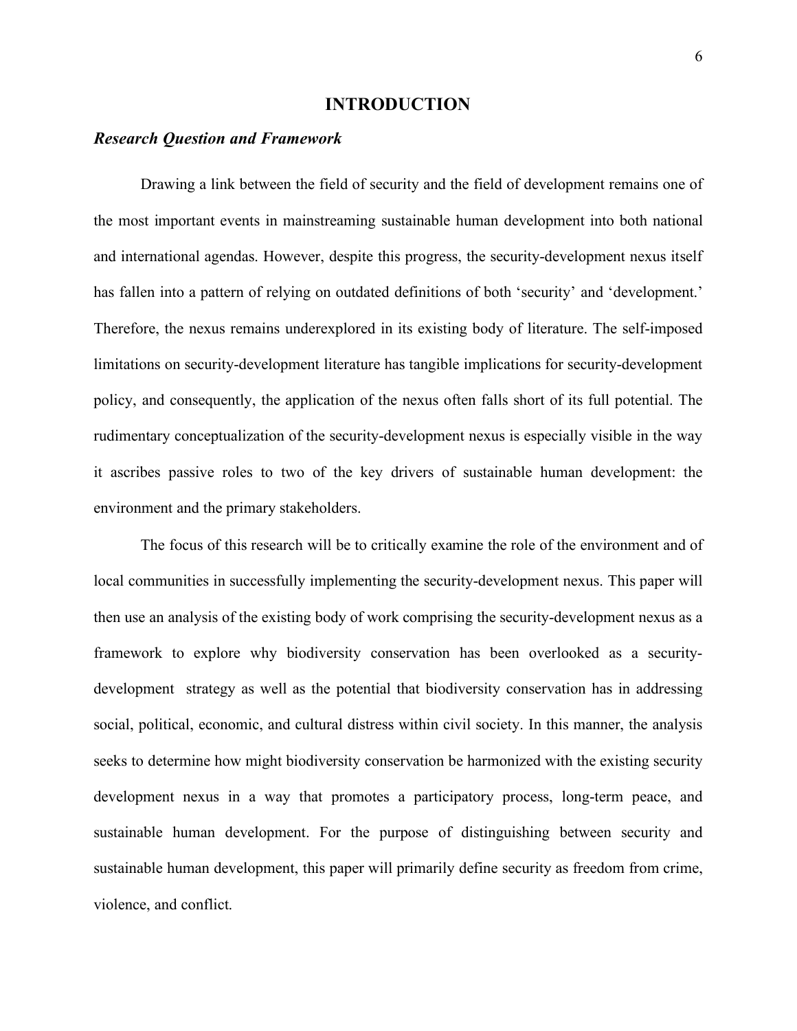# INTRODUCTION

### *Research Question and Framework*

Drawing a link between the field of security and the field of development remains one of the most important events in mainstreaming sustainable human development into both national and international agendas. However, despite this progress, the security-development nexus itself has fallen into a pattern of relying on outdated definitions of both 'security' and 'development.' Therefore, the nexus remains underexplored in its existing body of literature. The self-imposed limitations on security-development literature has tangible implications for security-development policy, and consequently, the application of the nexus often falls short of its full potential. The rudimentary conceptualization of the security-development nexus is especially visible in the way it ascribes passive roles to two of the key drivers of sustainable human development: the environment and the primary stakeholders.

The focus of this research will be to critically examine the role of the environment and of local communities in successfully implementing the security-development nexus. This paper will then use an analysis of the existing body of work comprising the security-development nexus as a framework to explore why biodiversity conservation has been overlooked as a security-development strategy as well as the potential that biodiversity conservation has in addressing social, political, economic, and cultural distress within civil society. In this manner, the analysis seeks to determine how might biodiversity conservation be harmonized with the existing security development nexus in a way that promotes a participatory process, long-term peace, and sustainable human development. For the purpose of distinguishing between security and sustainable human development, this paper will primarily define security as freedom from crime, violence, and conflict.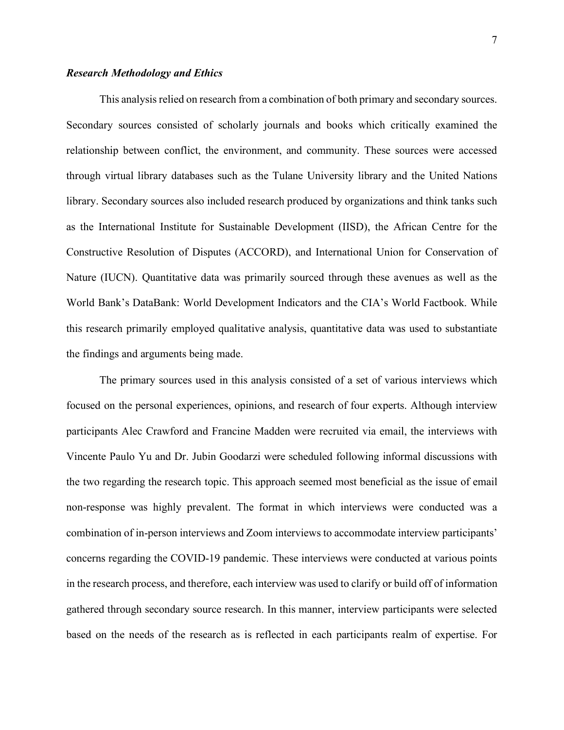***Research Methodology and Ethics***

This analysis relied on research from a combination of both primary and secondary sources. Secondary sources consisted of scholarly journals and books which critically examined the relationship between conflict, the environment, and community. These sources were accessed through virtual library databases such as the Tulane University library and the United Nations library. Secondary sources also included research produced by organizations and think tanks such as the International Institute for Sustainable Development (IISD), the African Centre for the Constructive Resolution of Disputes (ACCORD), and International Union for Conservation of Nature (IUCN). Quantitative data was primarily sourced through these avenues as well as the World Bank's DataBank: World Development Indicators and the CIA's World Factbook. While this research primarily employed qualitative analysis, quantitative data was used to substantiate the findings and arguments being made.

The primary sources used in this analysis consisted of a set of various interviews which focused on the personal experiences, opinions, and research of four experts. Although interview participants Alec Crawford and Francine Madden were recruited via email, the interviews with Vincente Paulo Yu and Dr. Jubin Goodarzi were scheduled following informal discussions with the two regarding the research topic. This approach seemed most beneficial as the issue of email non-response was highly prevalent. The format in which interviews were conducted was a combination of in-person interviews and Zoom interviews to accommodate interview participants' concerns regarding the COVID-19 pandemic. These interviews were conducted at various points in the research process, and therefore, each interview was used to clarify or build off of information gathered through secondary source research. In this manner, interview participants were selected based on the needs of the research as is reflected in each participants realm of expertise. For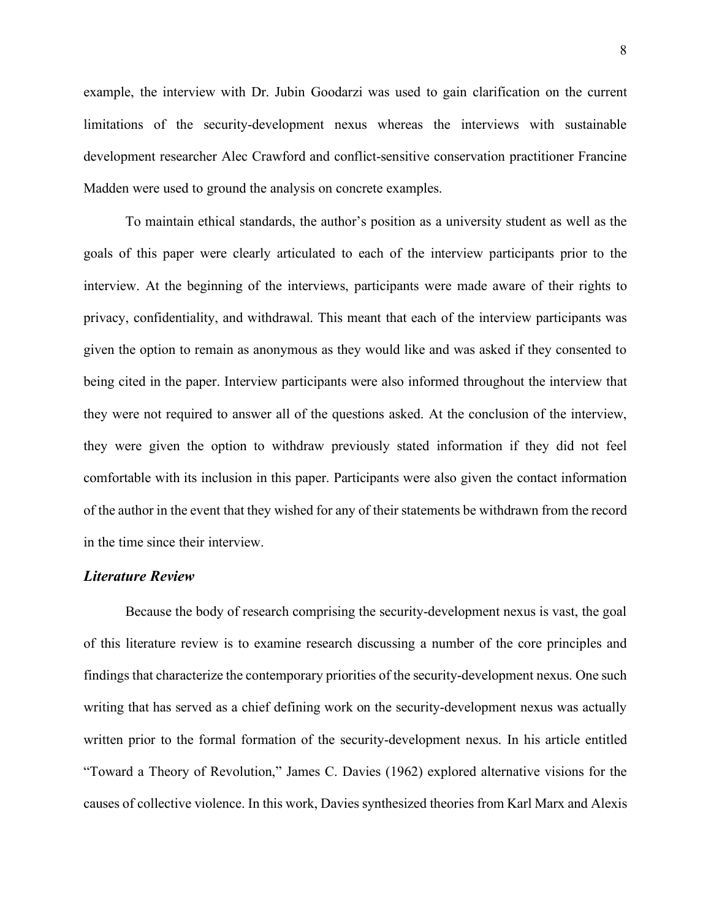example, the interview with Dr. Jubin Goodarzi was used to gain clarification on the current limitations of the security-development nexus whereas the interviews with sustainable development researcher Alec Crawford and conflict-sensitive conservation practitioner Francine Madden were used to ground the analysis on concrete examples.

To maintain ethical standards, the author's position as a university student as well as the goals of this paper were clearly articulated to each of the interview participants prior to the interview. At the beginning of the interviews, participants were made aware of their rights to privacy, confidentiality, and withdrawal. This meant that each of the interview participants was given the option to remain as anonymous as they would like and was asked if they consented to being cited in the paper. Interview participants were also informed throughout the interview that they were not required to answer all of the questions asked. At the conclusion of the interview, they were given the option to withdraw previously stated information if they did not feel comfortable with its inclusion in this paper. Participants were also given the contact information of the author in the event that they wished for any of their statements be withdrawn from the record in the time since their interview.

### *Literature Review*

Because the body of research comprising the security-development nexus is vast, the goal of this literature review is to examine research discussing a number of the core principles and findings that characterize the contemporary priorities of the security-development nexus. One such writing that has served as a chief defining work on the security-development nexus was actually written prior to the formal formation of the security-development nexus. In his article entitled "Toward a Theory of Revolution," James C. Davies (1962) explored alternative visions for the causes of collective violence. In this work, Davies synthesized theories from Karl Marx and Alexis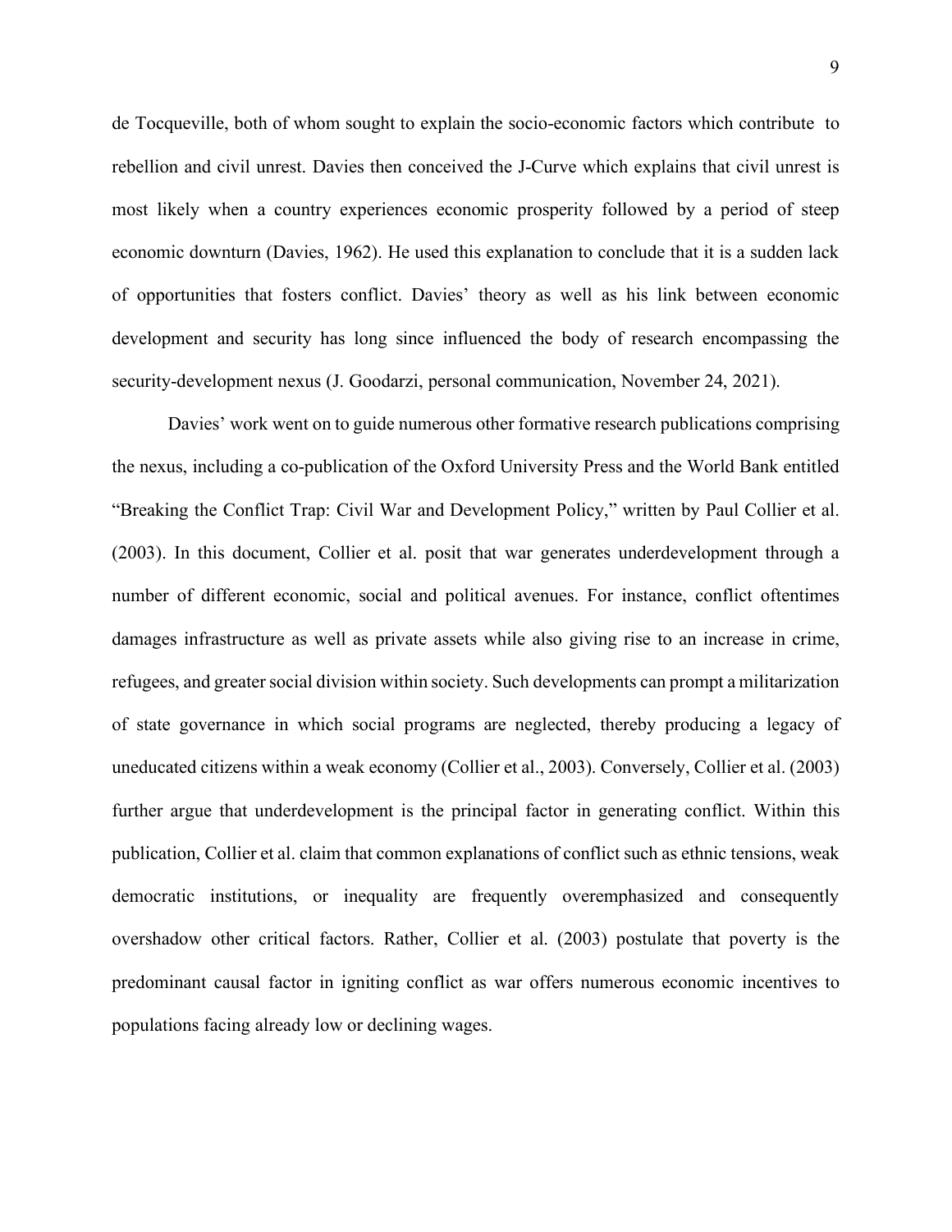de Tocqueville, both of whom sought to explain the socio-economic factors which contribute to rebellion and civil unrest. Davies then conceived the J-Curve which explains that civil unrest is most likely when a country experiences economic prosperity followed by a period of steep economic downturn (Davies, 1962). He used this explanation to conclude that it is a sudden lack of opportunities that fosters conflict. Davies' theory as well as his link between economic development and security has long since influenced the body of research encompassing the security-development nexus (J. Goodarzi, personal communication, November 24, 2021).

Davies' work went on to guide numerous other formative research publications comprising the nexus, including a co-publication of the Oxford University Press and the World Bank entitled "Breaking the Conflict Trap: Civil War and Development Policy," written by Paul Collier et al. (2003). In this document, Collier et al. posit that war generates underdevelopment through a number of different economic, social and political avenues. For instance, conflict oftentimes damages infrastructure as well as private assets while also giving rise to an increase in crime, refugees, and greater social division within society. Such developments can prompt a militarization of state governance in which social programs are neglected, thereby producing a legacy of uneducated citizens within a weak economy (Collier et al., 2003). Conversely, Collier et al. (2003) further argue that underdevelopment is the principal factor in generating conflict. Within this publication, Collier et al. claim that common explanations of conflict such as ethnic tensions, weak democratic institutions, or inequality are frequently overemphasized and consequently overshadow other critical factors. Rather, Collier et al. (2003) postulate that poverty is the predominant causal factor in igniting conflict as war offers numerous economic incentives to populations facing already low or declining wages.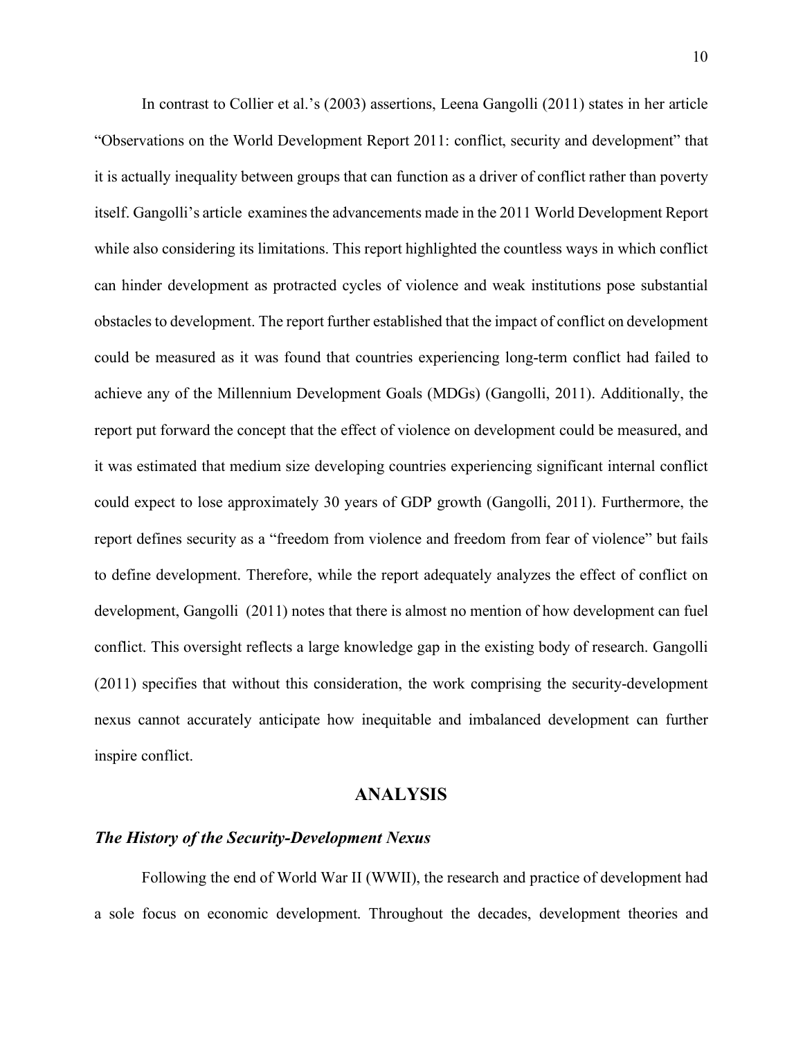In contrast to Collier et al.'s (2003) assertions, Leena Gangolli (2011) states in her article "Observations on the World Development Report 2011: conflict, security and development" that it is actually inequality between groups that can function as a driver of conflict rather than poverty itself. Gangolli's article examines the advancements made in the 2011 World Development Report while also considering its limitations. This report highlighted the countless ways in which conflict can hinder development as protracted cycles of violence and weak institutions pose substantial obstacles to development. The report further established that the impact of conflict on development could be measured as it was found that countries experiencing long-term conflict had failed to achieve any of the Millennium Development Goals (MDGs) (Gangolli, 2011). Additionally, the report put forward the concept that the effect of violence on development could be measured, and it was estimated that medium size developing countries experiencing significant internal conflict could expect to lose approximately 30 years of GDP growth (Gangolli, 2011). Furthermore, the report defines security as a "freedom from violence and freedom from fear of violence" but fails to define development. Therefore, while the report adequately analyzes the effect of conflict on development, Gangolli (2011) notes that there is almost no mention of how development can fuel conflict. This oversight reflects a large knowledge gap in the existing body of research. Gangolli (2011) specifies that without this consideration, the work comprising the security-development nexus cannot accurately anticipate how inequitable and imbalanced development can further inspire conflict.

## ANALYSIS

### *The History of the Security-Development Nexus*

Following the end of World War II (WWII), the research and practice of development had a sole focus on economic development. Throughout the decades, development theories and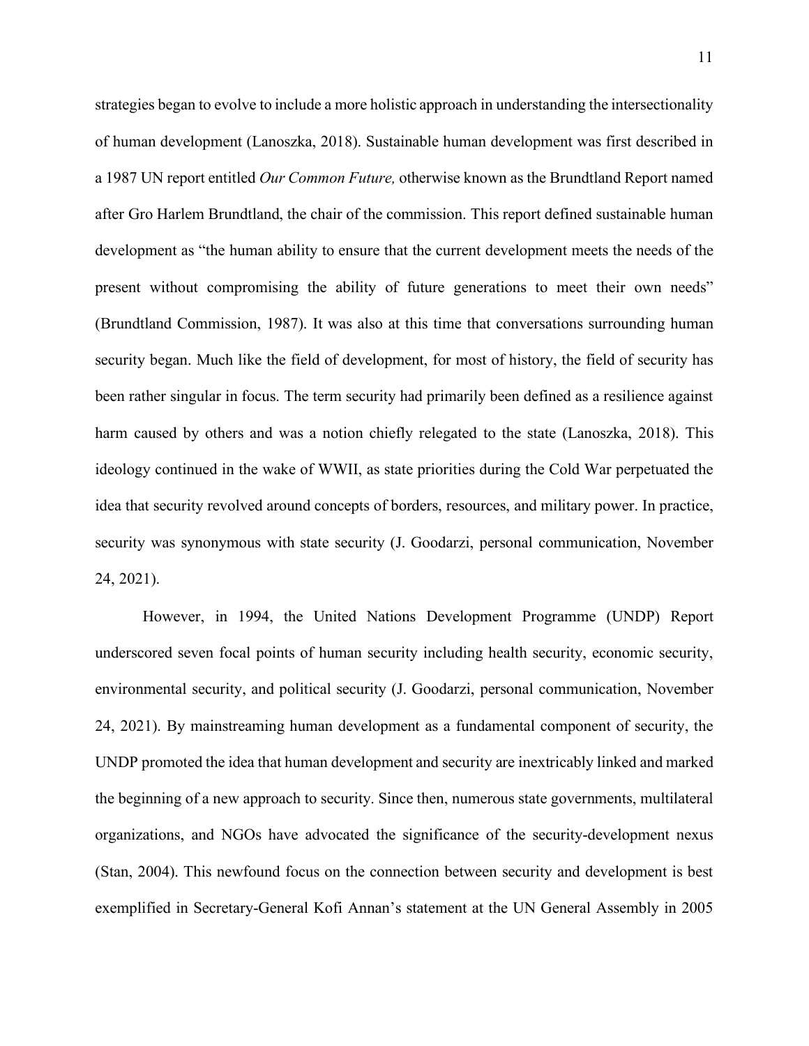strategies began to evolve to include a more holistic approach in understanding the intersectionality of human development (Lanoszka, 2018). Sustainable human development was first described in a 1987 UN report entitled *Our Common Future,* otherwise known as the Brundtland Report named after Gro Harlem Brundtland, the chair of the commission. This report defined sustainable human development as "the human ability to ensure that the current development meets the needs of the present without compromising the ability of future generations to meet their own needs" (Brundtland Commission, 1987). It was also at this time that conversations surrounding human security began. Much like the field of development, for most of history, the field of security has been rather singular in focus. The term security had primarily been defined as a resilience against harm caused by others and was a notion chiefly relegated to the state (Lanoszka, 2018). This ideology continued in the wake of WWII, as state priorities during the Cold War perpetuated the idea that security revolved around concepts of borders, resources, and military power. In practice, security was synonymous with state security (J. Goodarzi, personal communication, November 24, 2021).

However, in 1994, the United Nations Development Programme (UNDP) Report underscored seven focal points of human security including health security, economic security, environmental security, and political security (J. Goodarzi, personal communication, November 24, 2021). By mainstreaming human development as a fundamental component of security, the UNDP promoted the idea that human development and security are inextricably linked and marked the beginning of a new approach to security. Since then, numerous state governments, multilateral organizations, and NGOs have advocated the significance of the security-development nexus (Stan, 2004). This newfound focus on the connection between security and development is best exemplified in Secretary-General Kofi Annan's statement at the UN General Assembly in 2005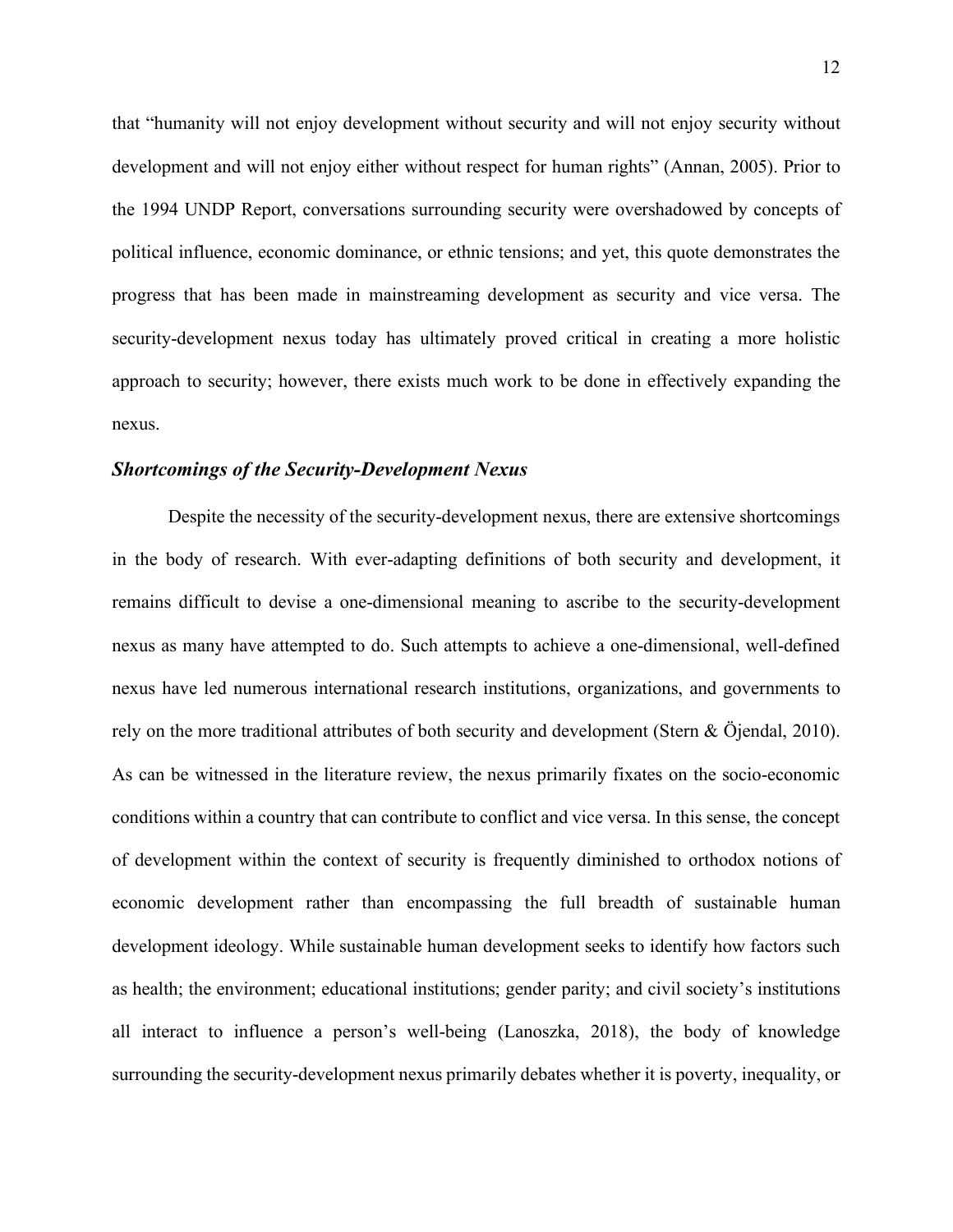that "humanity will not enjoy development without security and will not enjoy security without development and will not enjoy either without respect for human rights" (Annan, 2005). Prior to the 1994 UNDP Report, conversations surrounding security were overshadowed by concepts of political influence, economic dominance, or ethnic tensions; and yet, this quote demonstrates the progress that has been made in mainstreaming development as security and vice versa. The security-development nexus today has ultimately proved critical in creating a more holistic approach to security; however, there exists much work to be done in effectively expanding the nexus.

### *Shortcomings of the Security-Development Nexus*

Despite the necessity of the security-development nexus, there are extensive shortcomings in the body of research. With ever-adapting definitions of both security and development, it remains difficult to devise a one-dimensional meaning to ascribe to the security-development nexus as many have attempted to do. Such attempts to achieve a one-dimensional, well-defined nexus have led numerous international research institutions, organizations, and governments to rely on the more traditional attributes of both security and development (Stern & Öjendal, 2010). As can be witnessed in the literature review, the nexus primarily fixates on the socio-economic conditions within a country that can contribute to conflict and vice versa. In this sense, the concept of development within the context of security is frequently diminished to orthodox notions of economic development rather than encompassing the full breadth of sustainable human development ideology. While sustainable human development seeks to identify how factors such as health; the environment; educational institutions; gender parity; and civil society's institutions all interact to influence a person's well-being (Lanoszka, 2018), the body of knowledge surrounding the security-development nexus primarily debates whether it is poverty, inequality, or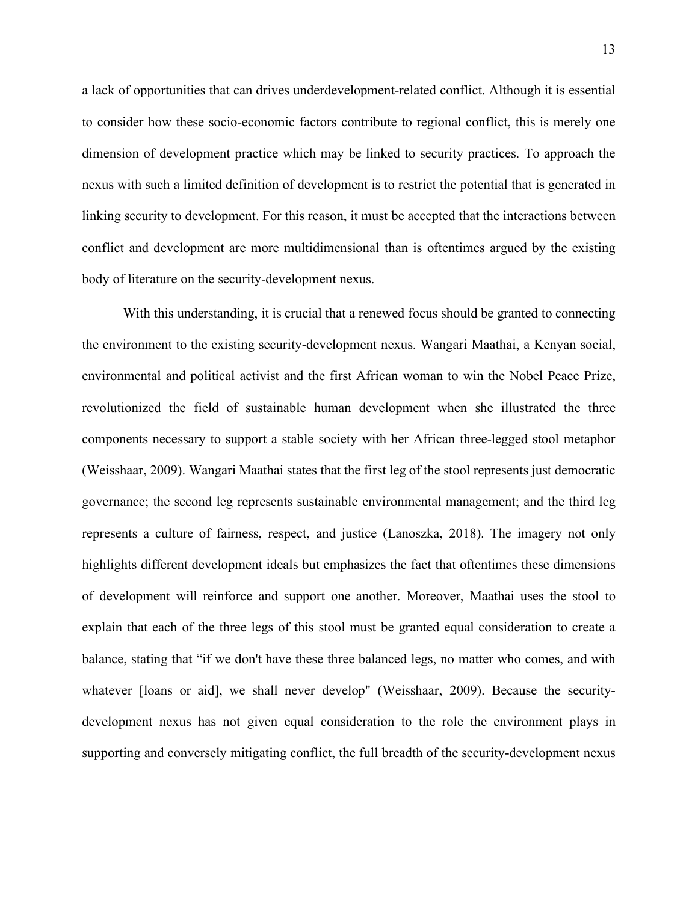a lack of opportunities that can drives underdevelopment-related conflict. Although it is essential to consider how these socio-economic factors contribute to regional conflict, this is merely one dimension of development practice which may be linked to security practices. To approach the nexus with such a limited definition of development is to restrict the potential that is generated in linking security to development. For this reason, it must be accepted that the interactions between conflict and development are more multidimensional than is oftentimes argued by the existing body of literature on the security-development nexus.

With this understanding, it is crucial that a renewed focus should be granted to connecting the environment to the existing security-development nexus. Wangari Maathai, a Kenyan social, environmental and political activist and the first African woman to win the Nobel Peace Prize, revolutionized the field of sustainable human development when she illustrated the three components necessary to support a stable society with her African three-legged stool metaphor (Weisshaar, 2009). Wangari Maathai states that the first leg of the stool represents just democratic governance; the second leg represents sustainable environmental management; and the third leg represents a culture of fairness, respect, and justice (Lanoszka, 2018). The imagery not only highlights different development ideals but emphasizes the fact that oftentimes these dimensions of development will reinforce and support one another. Moreover, Maathai uses the stool to explain that each of the three legs of this stool must be granted equal consideration to create a balance, stating that "if we don't have these three balanced legs, no matter who comes, and with whatever [loans or aid], we shall never develop" (Weisshaar, 2009). Because the security-development nexus has not given equal consideration to the role the environment plays in supporting and conversely mitigating conflict, the full breadth of the security-development nexus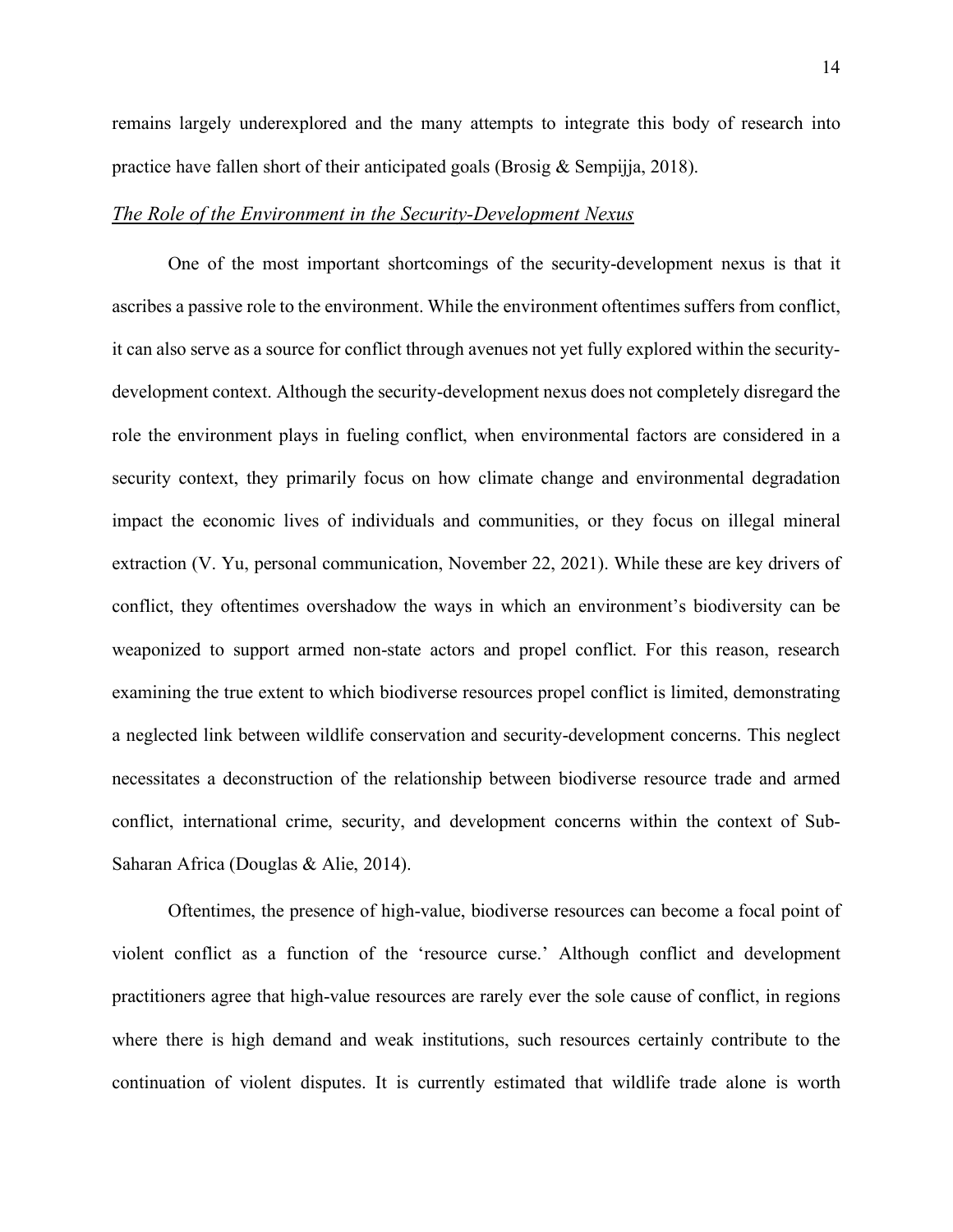remains largely underexplored and the many attempts to integrate this body of research into practice have fallen short of their anticipated goals (Brosig & Sempijja, 2018).

### *The Role of the Environment in the Security-Development Nexus*

One of the most important shortcomings of the security-development nexus is that it ascribes a passive role to the environment. While the environment oftentimes suffers from conflict, it can also serve as a source for conflict through avenues not yet fully explored within the security-development context. Although the security-development nexus does not completely disregard the role the environment plays in fueling conflict, when environmental factors are considered in a security context, they primarily focus on how climate change and environmental degradation impact the economic lives of individuals and communities, or they focus on illegal mineral extraction (V. Yu, personal communication, November 22, 2021). While these are key drivers of conflict, they oftentimes overshadow the ways in which an environment's biodiversity can be weaponized to support armed non-state actors and propel conflict. For this reason, research examining the true extent to which biodiverse resources propel conflict is limited, demonstrating a neglected link between wildlife conservation and security-development concerns. This neglect necessitates a deconstruction of the relationship between biodiverse resource trade and armed conflict, international crime, security, and development concerns within the context of Sub-Saharan Africa (Douglas & Alie, 2014).

Oftentimes, the presence of high-value, biodiverse resources can become a focal point of violent conflict as a function of the 'resource curse.' Although conflict and development practitioners agree that high-value resources are rarely ever the sole cause of conflict, in regions where there is high demand and weak institutions, such resources certainly contribute to the continuation of violent disputes. It is currently estimated that wildlife trade alone is worth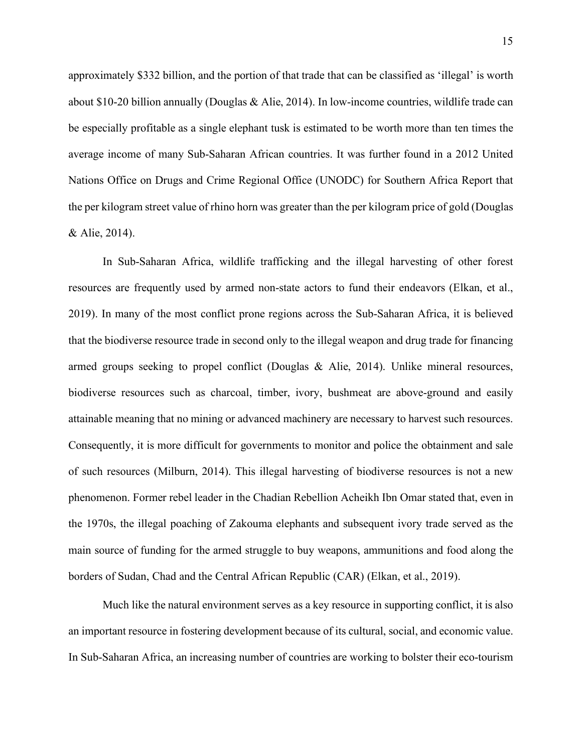approximately $332 billion, and the portion of that trade that can be classified as 'illegal' is worth about $10-20 billion annually (Douglas & Alie, 2014). In low-income countries, wildlife trade can be especially profitable as a single elephant tusk is estimated to be worth more than ten times the average income of many Sub-Saharan African countries. It was further found in a 2012 United Nations Office on Drugs and Crime Regional Office (UNODC) for Southern Africa Report that the per kilogram street value of rhino horn was greater than the per kilogram price of gold (Douglas & Alie, 2014).

In Sub-Saharan Africa, wildlife trafficking and the illegal harvesting of other forest resources are frequently used by armed non-state actors to fund their endeavors (Elkan, et al., 2019). In many of the most conflict prone regions across the Sub-Saharan Africa, it is believed that the biodiverse resource trade in second only to the illegal weapon and drug trade for financing armed groups seeking to propel conflict (Douglas & Alie, 2014). Unlike mineral resources, biodiverse resources such as charcoal, timber, ivory, bushmeat are above-ground and easily attainable meaning that no mining or advanced machinery are necessary to harvest such resources. Consequently, it is more difficult for governments to monitor and police the obtainment and sale of such resources (Milburn, 2014). This illegal harvesting of biodiverse resources is not a new phenomenon. Former rebel leader in the Chadian Rebellion Acheikh Ibn Omar stated that, even in the 1970s, the illegal poaching of Zakouma elephants and subsequent ivory trade served as the main source of funding for the armed struggle to buy weapons, ammunitions and food along the borders of Sudan, Chad and the Central African Republic (CAR) (Elkan, et al., 2019).

Much like the natural environment serves as a key resource in supporting conflict, it is also an important resource in fostering development because of its cultural, social, and economic value. In Sub-Saharan Africa, an increasing number of countries are working to bolster their eco-tourism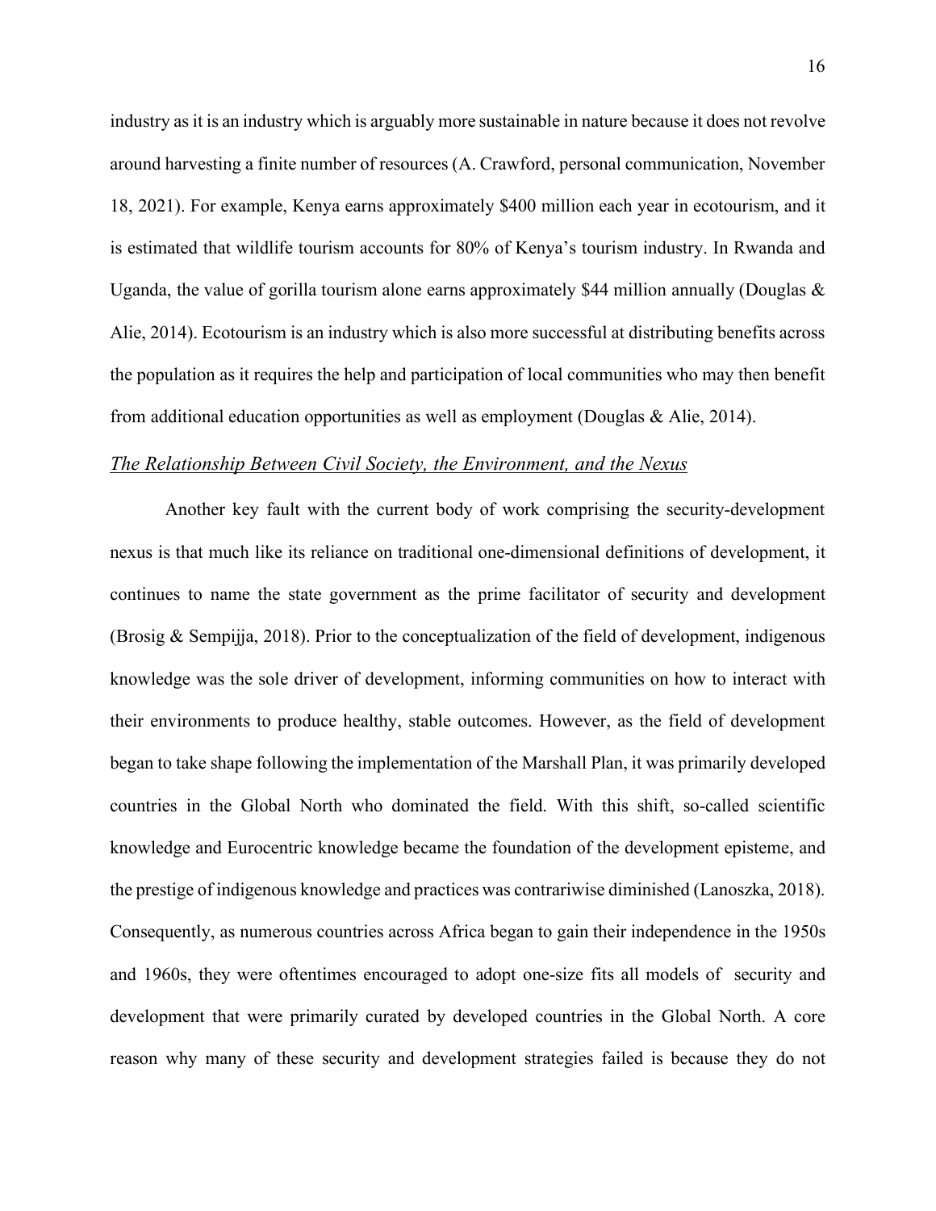industry as it is an industry which is arguably more sustainable in nature because it does not revolve around harvesting a finite number of resources (A. Crawford, personal communication, November 18, 2021). For example, Kenya earns approximately $400 million each year in ecotourism, and it is estimated that wildlife tourism accounts for 80% of Kenya's tourism industry. In Rwanda and Uganda, the value of gorilla tourism alone earns approximately $44 million annually (Douglas & Alie, 2014). Ecotourism is an industry which is also more successful at distributing benefits across the population as it requires the help and participation of local communities who may then benefit from additional education opportunities as well as employment (Douglas & Alie, 2014).

### *The Relationship Between Civil Society, the Environment, and the Nexus*

Another key fault with the current body of work comprising the security-development nexus is that much like its reliance on traditional one-dimensional definitions of development, it continues to name the state government as the prime facilitator of security and development (Brosig & Sempijja, 2018). Prior to the conceptualization of the field of development, indigenous knowledge was the sole driver of development, informing communities on how to interact with their environments to produce healthy, stable outcomes. However, as the field of development began to take shape following the implementation of the Marshall Plan, it was primarily developed countries in the Global North who dominated the field. With this shift, so-called scientific knowledge and Eurocentric knowledge became the foundation of the development episteme, and the prestige of indigenous knowledge and practices was contrariwise diminished (Lanoszka, 2018). Consequently, as numerous countries across Africa began to gain their independence in the 1950s and 1960s, they were oftentimes encouraged to adopt one-size fits all models of security and development that were primarily curated by developed countries in the Global North. A core reason why many of these security and development strategies failed is because they do not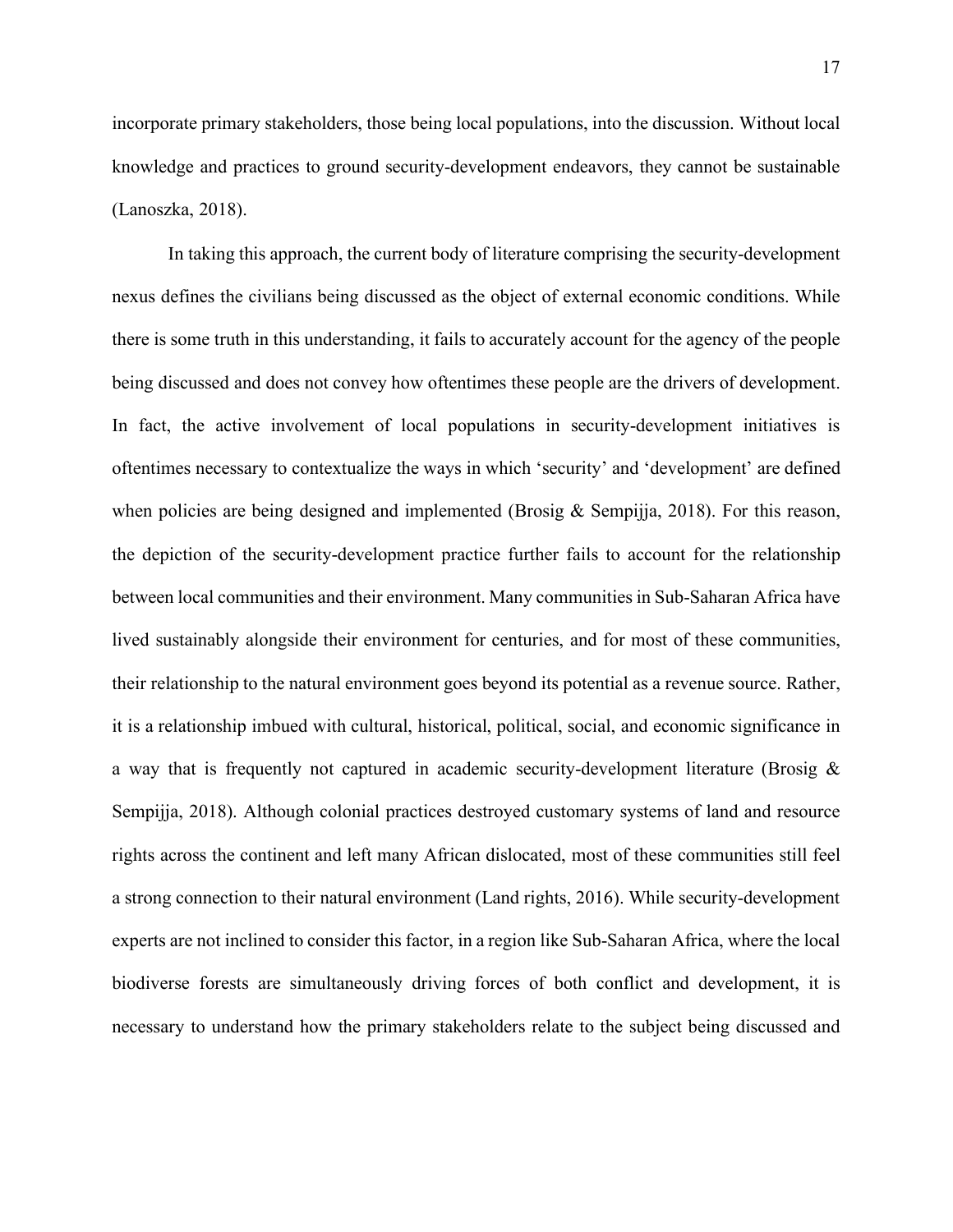incorporate primary stakeholders, those being local populations, into the discussion. Without local knowledge and practices to ground security-development endeavors, they cannot be sustainable (Lanoszka, 2018).

In taking this approach, the current body of literature comprising the security-development nexus defines the civilians being discussed as the object of external economic conditions. While there is some truth in this understanding, it fails to accurately account for the agency of the people being discussed and does not convey how oftentimes these people are the drivers of development. In fact, the active involvement of local populations in security-development initiatives is oftentimes necessary to contextualize the ways in which 'security' and 'development' are defined when policies are being designed and implemented (Brosig & Sempijja, 2018). For this reason, the depiction of the security-development practice further fails to account for the relationship between local communities and their environment. Many communities in Sub-Saharan Africa have lived sustainably alongside their environment for centuries, and for most of these communities, their relationship to the natural environment goes beyond its potential as a revenue source. Rather, it is a relationship imbued with cultural, historical, political, social, and economic significance in a way that is frequently not captured in academic security-development literature (Brosig & Sempijja, 2018). Although colonial practices destroyed customary systems of land and resource rights across the continent and left many African dislocated, most of these communities still feel a strong connection to their natural environment (Land rights, 2016). While security-development experts are not inclined to consider this factor, in a region like Sub-Saharan Africa, where the local biodiverse forests are simultaneously driving forces of both conflict and development, it is necessary to understand how the primary stakeholders relate to the subject being discussed and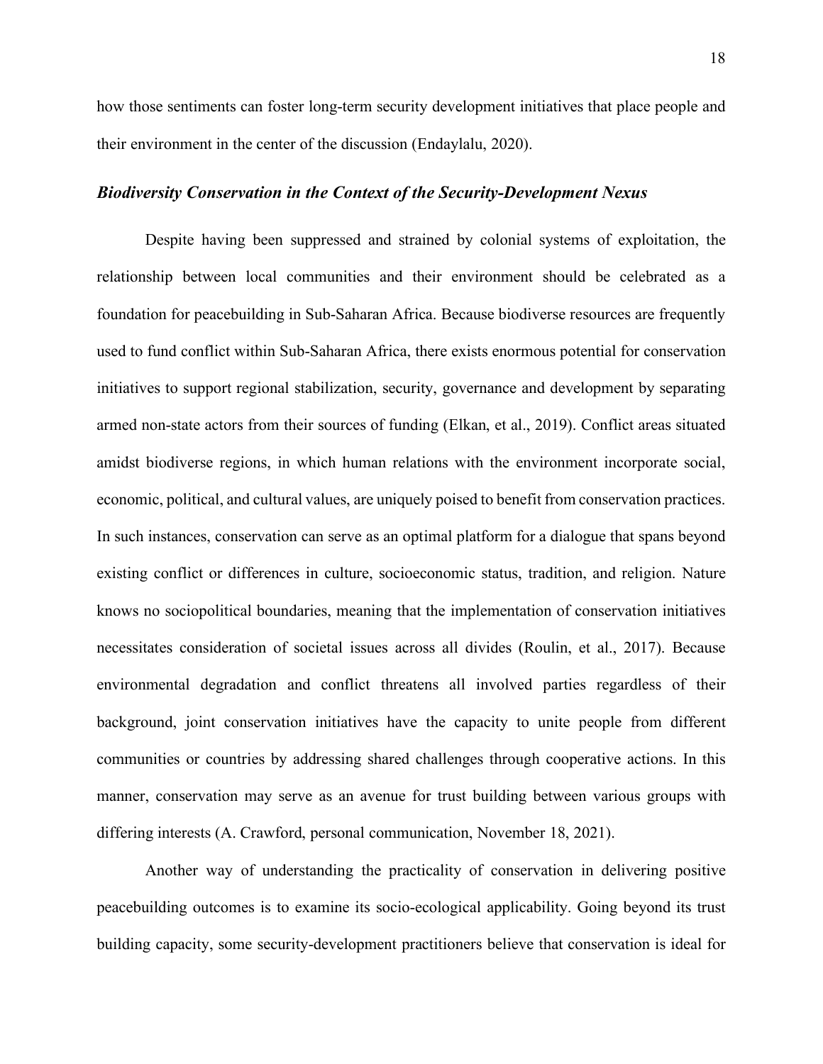how those sentiments can foster long-term security development initiatives that place people and their environment in the center of the discussion (Endaylalu, 2020).

### ***Biodiversity Conservation in the Context of the Security-Development Nexus***

Despite having been suppressed and strained by colonial systems of exploitation, the relationship between local communities and their environment should be celebrated as a foundation for peacebuilding in Sub-Saharan Africa. Because biodiverse resources are frequently used to fund conflict within Sub-Saharan Africa, there exists enormous potential for conservation initiatives to support regional stabilization, security, governance and development by separating armed non-state actors from their sources of funding (Elkan, et al., 2019). Conflict areas situated amidst biodiverse regions, in which human relations with the environment incorporate social, economic, political, and cultural values, are uniquely poised to benefit from conservation practices. In such instances, conservation can serve as an optimal platform for a dialogue that spans beyond existing conflict or differences in culture, socioeconomic status, tradition, and religion. Nature knows no sociopolitical boundaries, meaning that the implementation of conservation initiatives necessitates consideration of societal issues across all divides (Roulin, et al., 2017). Because environmental degradation and conflict threatens all involved parties regardless of their background, joint conservation initiatives have the capacity to unite people from different communities or countries by addressing shared challenges through cooperative actions. In this manner, conservation may serve as an avenue for trust building between various groups with differing interests (A. Crawford, personal communication, November 18, 2021).

Another way of understanding the practicality of conservation in delivering positive peacebuilding outcomes is to examine its socio-ecological applicability. Going beyond its trust building capacity, some security-development practitioners believe that conservation is ideal for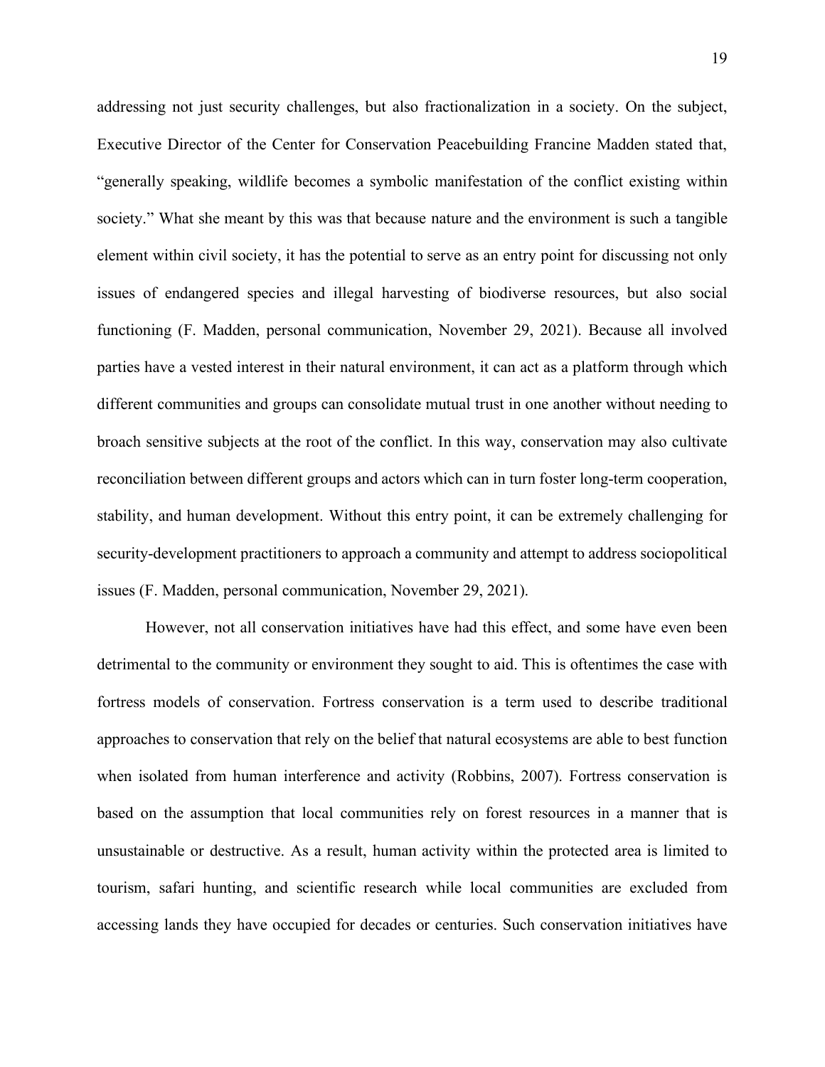addressing not just security challenges, but also fractionalization in a society. On the subject, Executive Director of the Center for Conservation Peacebuilding Francine Madden stated that, "generally speaking, wildlife becomes a symbolic manifestation of the conflict existing within society." What she meant by this was that because nature and the environment is such a tangible element within civil society, it has the potential to serve as an entry point for discussing not only issues of endangered species and illegal harvesting of biodiverse resources, but also social functioning (F. Madden, personal communication, November 29, 2021). Because all involved parties have a vested interest in their natural environment, it can act as a platform through which different communities and groups can consolidate mutual trust in one another without needing to broach sensitive subjects at the root of the conflict. In this way, conservation may also cultivate reconciliation between different groups and actors which can in turn foster long-term cooperation, stability, and human development. Without this entry point, it can be extremely challenging for security-development practitioners to approach a community and attempt to address sociopolitical issues (F. Madden, personal communication, November 29, 2021).

However, not all conservation initiatives have had this effect, and some have even been detrimental to the community or environment they sought to aid. This is oftentimes the case with fortress models of conservation. Fortress conservation is a term used to describe traditional approaches to conservation that rely on the belief that natural ecosystems are able to best function when isolated from human interference and activity (Robbins, 2007). Fortress conservation is based on the assumption that local communities rely on forest resources in a manner that is unsustainable or destructive. As a result, human activity within the protected area is limited to tourism, safari hunting, and scientific research while local communities are excluded from accessing lands they have occupied for decades or centuries. Such conservation initiatives have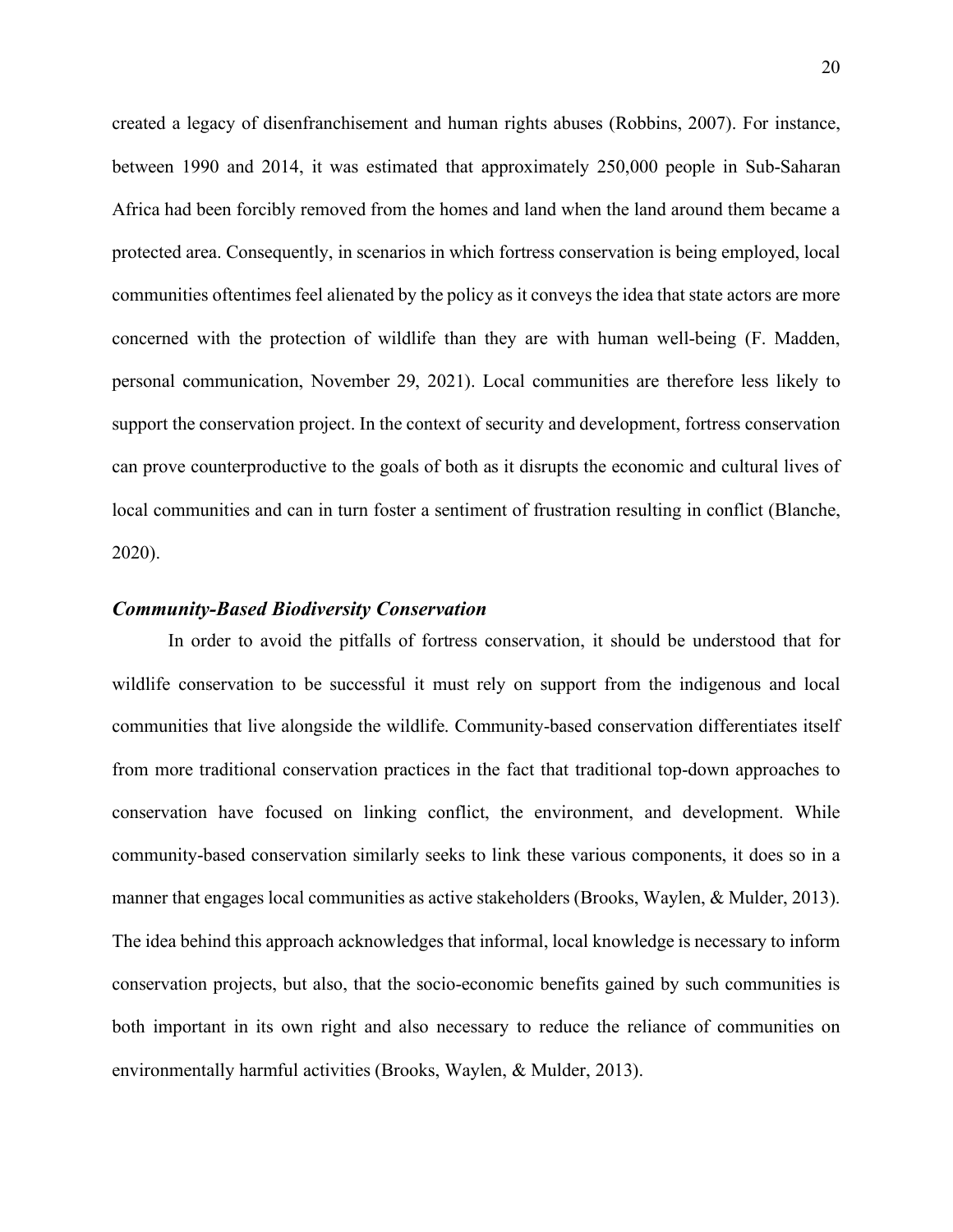created a legacy of disenfranchisement and human rights abuses (Robbins, 2007). For instance, between 1990 and 2014, it was estimated that approximately 250,000 people in Sub-Saharan Africa had been forcibly removed from the homes and land when the land around them became a protected area. Consequently, in scenarios in which fortress conservation is being employed, local communities oftentimes feel alienated by the policy as it conveys the idea that state actors are more concerned with the protection of wildlife than they are with human well-being (F. Madden, personal communication, November 29, 2021). Local communities are therefore less likely to support the conservation project. In the context of security and development, fortress conservation can prove counterproductive to the goals of both as it disrupts the economic and cultural lives of local communities and can in turn foster a sentiment of frustration resulting in conflict (Blanche, 2020).

### *Community-Based Biodiversity Conservation*

In order to avoid the pitfalls of fortress conservation, it should be understood that for wildlife conservation to be successful it must rely on support from the indigenous and local communities that live alongside the wildlife. Community-based conservation differentiates itself from more traditional conservation practices in the fact that traditional top-down approaches to conservation have focused on linking conflict, the environment, and development. While community-based conservation similarly seeks to link these various components, it does so in a manner that engages local communities as active stakeholders (Brooks, Waylen, & Mulder, 2013). The idea behind this approach acknowledges that informal, local knowledge is necessary to inform conservation projects, but also, that the socio-economic benefits gained by such communities is both important in its own right and also necessary to reduce the reliance of communities on environmentally harmful activities (Brooks, Waylen, & Mulder, 2013).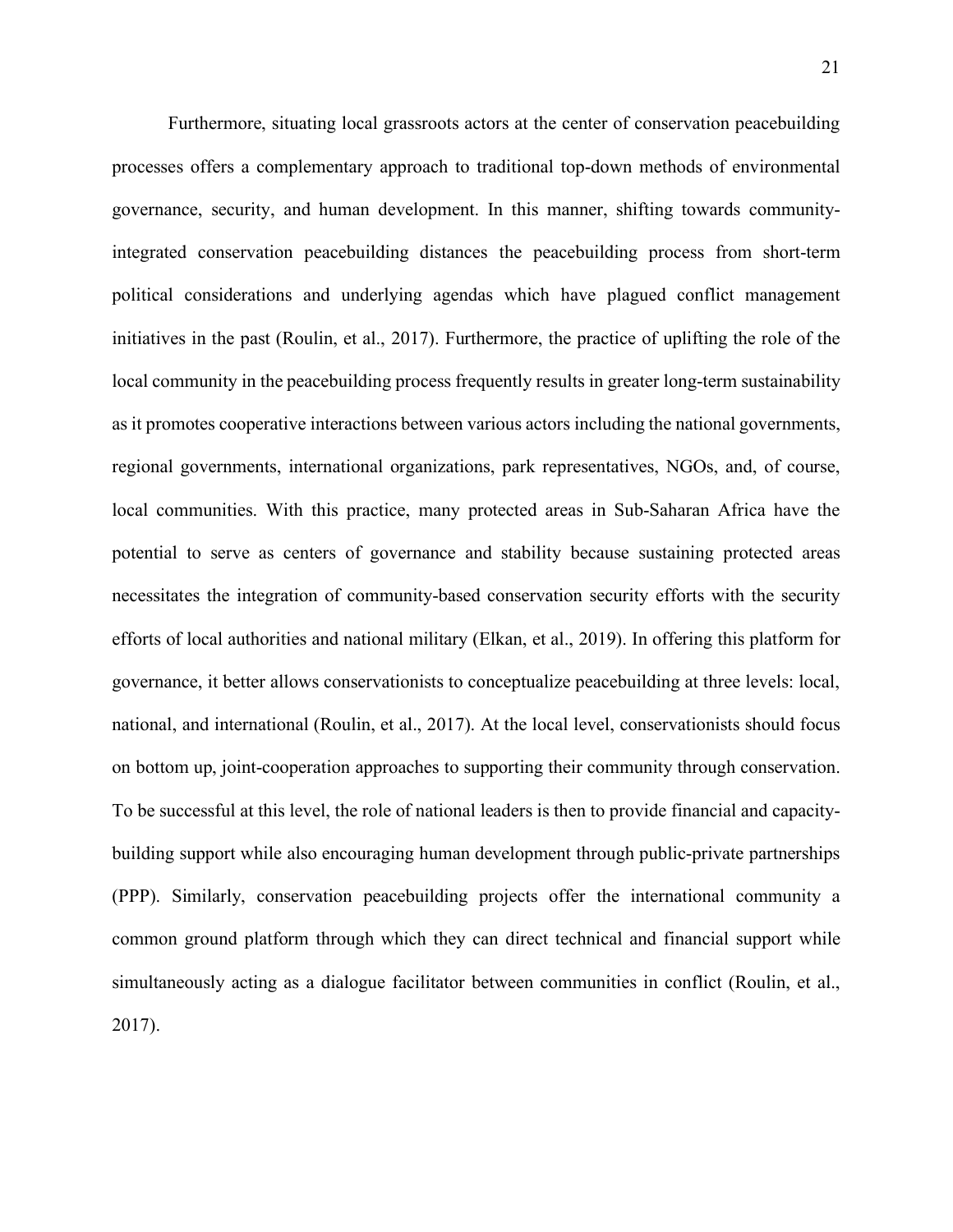Furthermore, situating local grassroots actors at the center of conservation peacebuilding processes offers a complementary approach to traditional top-down methods of environmental governance, security, and human development. In this manner, shifting towards community-integrated conservation peacebuilding distances the peacebuilding process from short-term political considerations and underlying agendas which have plagued conflict management initiatives in the past (Roulin, et al., 2017). Furthermore, the practice of uplifting the role of the local community in the peacebuilding process frequently results in greater long-term sustainability as it promotes cooperative interactions between various actors including the national governments, regional governments, international organizations, park representatives, NGOs, and, of course, local communities. With this practice, many protected areas in Sub-Saharan Africa have the potential to serve as centers of governance and stability because sustaining protected areas necessitates the integration of community-based conservation security efforts with the security efforts of local authorities and national military (Elkan, et al., 2019). In offering this platform for governance, it better allows conservationists to conceptualize peacebuilding at three levels: local, national, and international (Roulin, et al., 2017). At the local level, conservationists should focus on bottom up, joint-cooperation approaches to supporting their community through conservation. To be successful at this level, the role of national leaders is then to provide financial and capacity-building support while also encouraging human development through public-private partnerships (PPP). Similarly, conservation peacebuilding projects offer the international community a common ground platform through which they can direct technical and financial support while simultaneously acting as a dialogue facilitator between communities in conflict (Roulin, et al., 2017).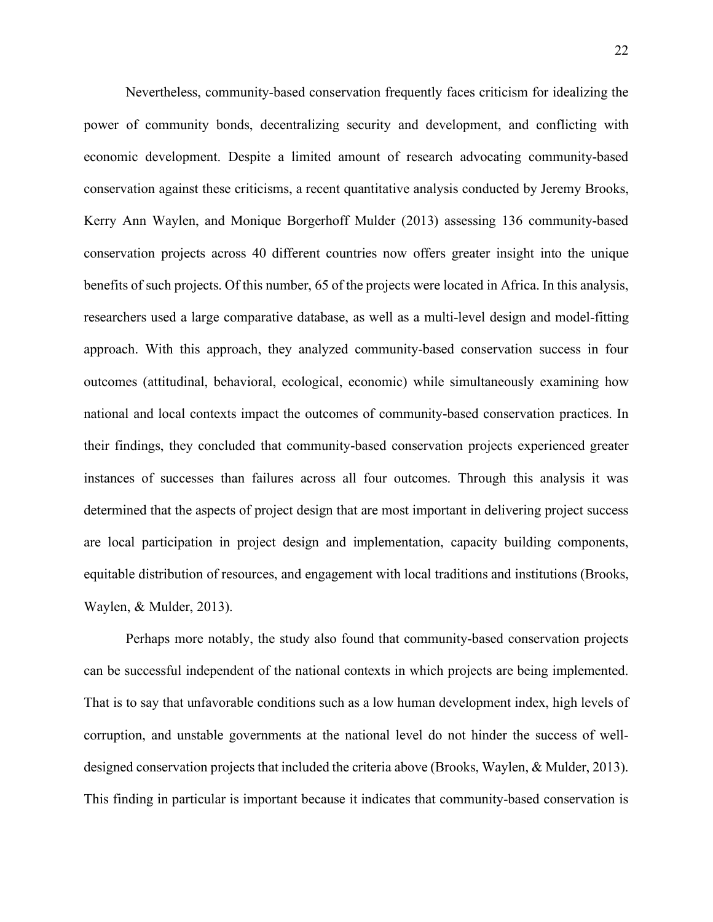Nevertheless, community-based conservation frequently faces criticism for idealizing the power of community bonds, decentralizing security and development, and conflicting with economic development. Despite a limited amount of research advocating community-based conservation against these criticisms, a recent quantitative analysis conducted by Jeremy Brooks, Kerry Ann Waylen, and Monique Borgerhoff Mulder (2013) assessing 136 community-based conservation projects across 40 different countries now offers greater insight into the unique benefits of such projects. Of this number, 65 of the projects were located in Africa. In this analysis, researchers used a large comparative database, as well as a multi-level design and model-fitting approach. With this approach, they analyzed community-based conservation success in four outcomes (attitudinal, behavioral, ecological, economic) while simultaneously examining how national and local contexts impact the outcomes of community-based conservation practices. In their findings, they concluded that community-based conservation projects experienced greater instances of successes than failures across all four outcomes. Through this analysis it was determined that the aspects of project design that are most important in delivering project success are local participation in project design and implementation, capacity building components, equitable distribution of resources, and engagement with local traditions and institutions (Brooks, Waylen, & Mulder, 2013).

Perhaps more notably, the study also found that community-based conservation projects can be successful independent of the national contexts in which projects are being implemented. That is to say that unfavorable conditions such as a low human development index, high levels of corruption, and unstable governments at the national level do not hinder the success of well-designed conservation projects that included the criteria above (Brooks, Waylen, & Mulder, 2013). This finding in particular is important because it indicates that community-based conservation is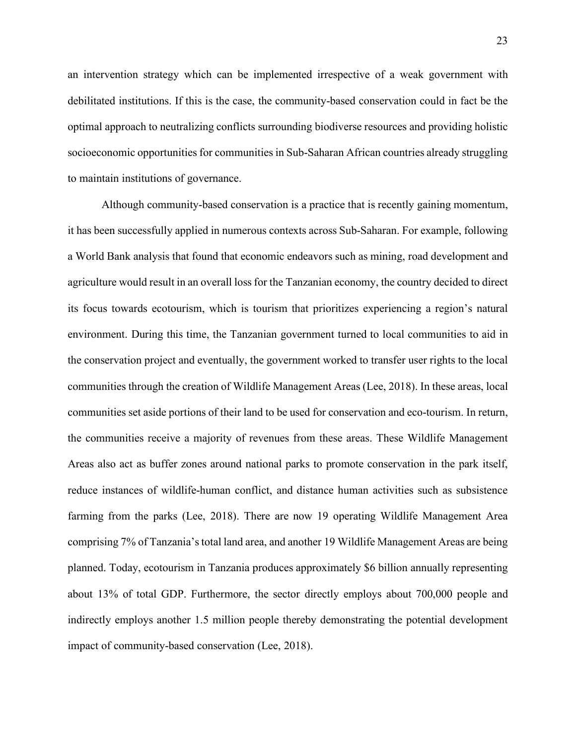an intervention strategy which can be implemented irrespective of a weak government with debilitated institutions. If this is the case, the community-based conservation could in fact be the optimal approach to neutralizing conflicts surrounding biodiverse resources and providing holistic socioeconomic opportunities for communities in Sub-Saharan African countries already struggling to maintain institutions of governance.

Although community-based conservation is a practice that is recently gaining momentum, it has been successfully applied in numerous contexts across Sub-Saharan. For example, following a World Bank analysis that found that economic endeavors such as mining, road development and agriculture would result in an overall loss for the Tanzanian economy, the country decided to direct its focus towards ecotourism, which is tourism that prioritizes experiencing a region's natural environment. During this time, the Tanzanian government turned to local communities to aid in the conservation project and eventually, the government worked to transfer user rights to the local communities through the creation of Wildlife Management Areas (Lee, 2018). In these areas, local communities set aside portions of their land to be used for conservation and eco-tourism. In return, the communities receive a majority of revenues from these areas. These Wildlife Management Areas also act as buffer zones around national parks to promote conservation in the park itself, reduce instances of wildlife-human conflict, and distance human activities such as subsistence farming from the parks (Lee, 2018). There are now 19 operating Wildlife Management Area comprising 7% of Tanzania's total land area, and another 19 Wildlife Management Areas are being planned. Today, ecotourism in Tanzania produces approximately $6 billion annually representing about 13% of total GDP. Furthermore, the sector directly employs about 700,000 people and indirectly employs another 1.5 million people thereby demonstrating the potential development impact of community-based conservation (Lee, 2018).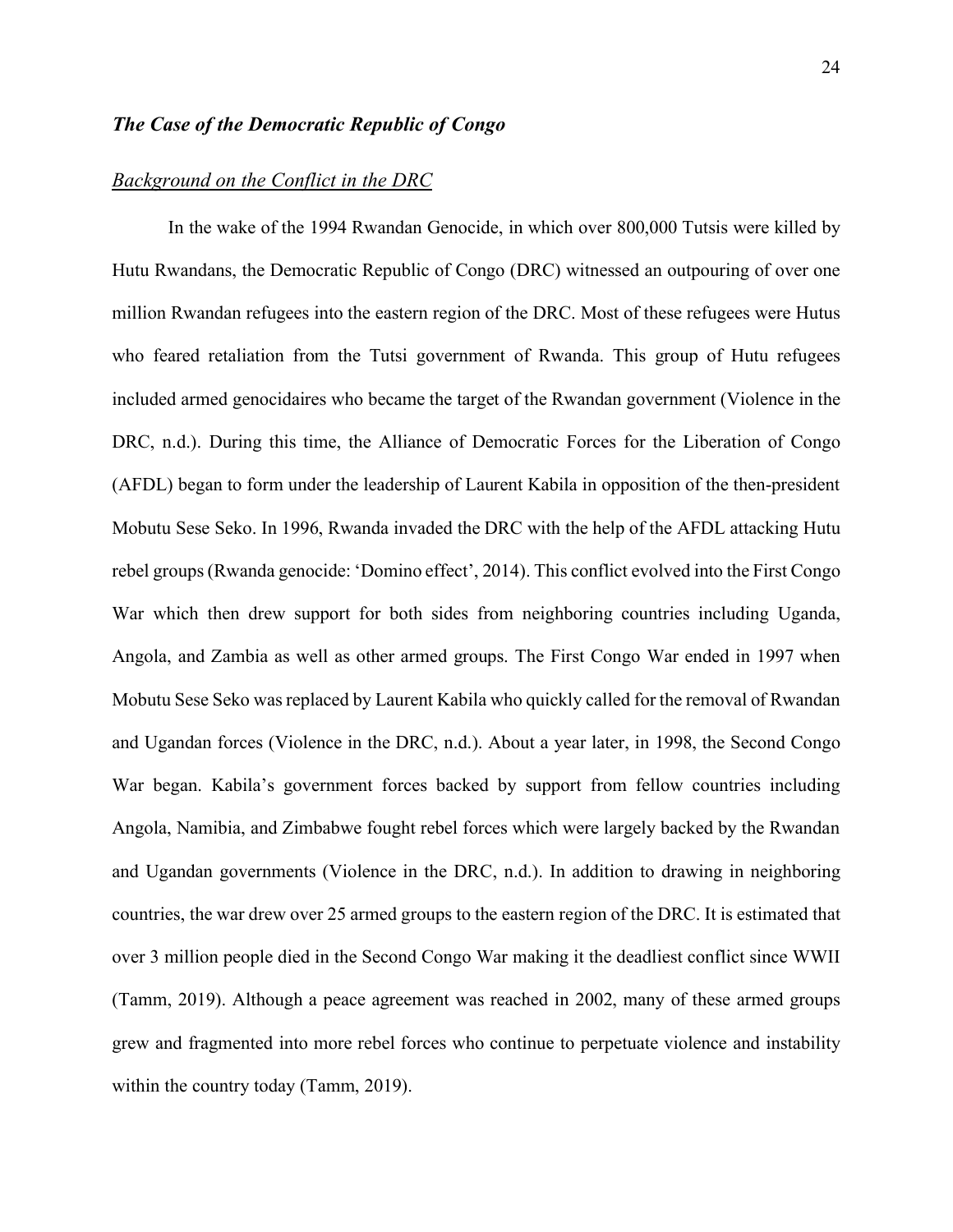### ***The Case of the Democratic Republic of Congo***

#### Background on the Conflict in the DRC

In the wake of the 1994 Rwandan Genocide, in which over 800,000 Tutsis were killed by Hutu Rwandans, the Democratic Republic of Congo (DRC) witnessed an outpouring of over one million Rwandan refugees into the eastern region of the DRC. Most of these refugees were Hutus who feared retaliation from the Tutsi government of Rwanda. This group of Hutu refugees included armed genocidaires who became the target of the Rwandan government (Violence in the DRC, n.d.). During this time, the Alliance of Democratic Forces for the Liberation of Congo (AFDL) began to form under the leadership of Laurent Kabila in opposition of the then-president Mobutu Sese Seko. In 1996, Rwanda invaded the DRC with the help of the AFDL attacking Hutu rebel groups (Rwanda genocide: 'Domino effect', 2014). This conflict evolved into the First Congo War which then drew support for both sides from neighboring countries including Uganda, Angola, and Zambia as well as other armed groups. The First Congo War ended in 1997 when Mobutu Sese Seko was replaced by Laurent Kabila who quickly called for the removal of Rwandan and Ugandan forces (Violence in the DRC, n.d.). About a year later, in 1998, the Second Congo War began. Kabila's government forces backed by support from fellow countries including Angola, Namibia, and Zimbabwe fought rebel forces which were largely backed by the Rwandan and Ugandan governments (Violence in the DRC, n.d.). In addition to drawing in neighboring countries, the war drew over 25 armed groups to the eastern region of the DRC. It is estimated that over 3 million people died in the Second Congo War making it the deadliest conflict since WWII (Tamm, 2019). Although a peace agreement was reached in 2002, many of these armed groups grew and fragmented into more rebel forces who continue to perpetuate violence and instability within the country today (Tamm, 2019).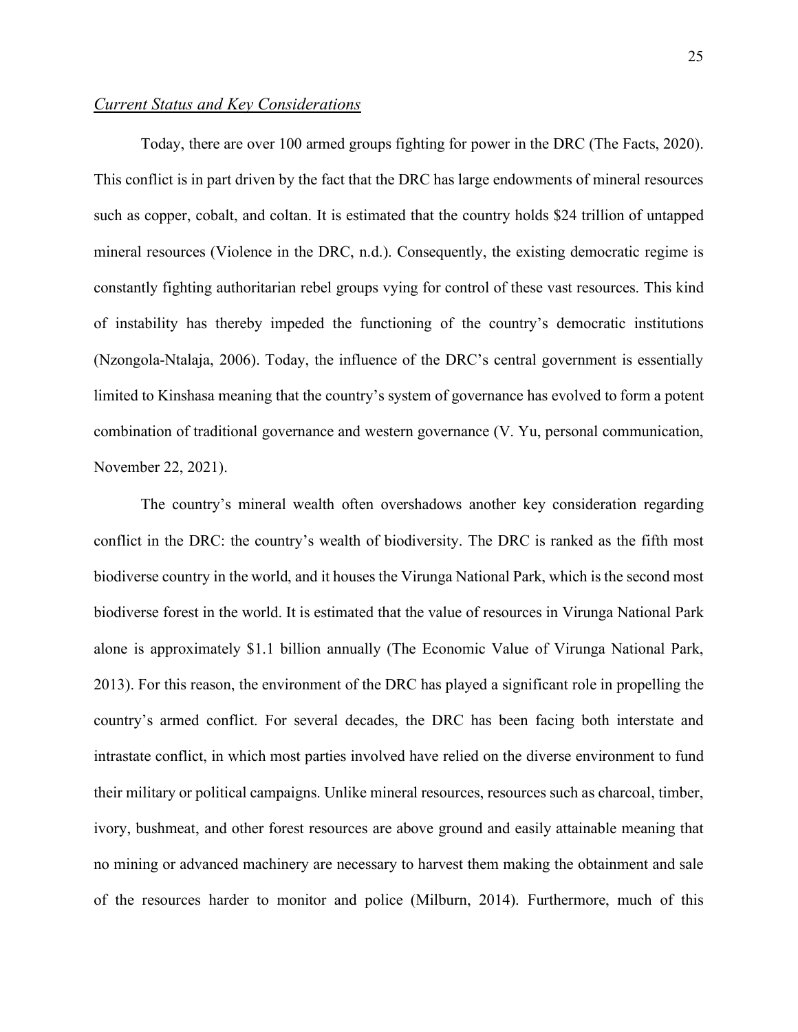*Current Status and Key Considerations*

Today, there are over 100 armed groups fighting for power in the DRC (The Facts, 2020). This conflict is in part driven by the fact that the DRC has large endowments of mineral resources such as copper, cobalt, and coltan. It is estimated that the country holds $24 trillion of untapped mineral resources (Violence in the DRC, n.d.). Consequently, the existing democratic regime is constantly fighting authoritarian rebel groups vying for control of these vast resources. This kind of instability has thereby impeded the functioning of the country's democratic institutions (Nzongola-Ntalaja, 2006). Today, the influence of the DRC's central government is essentially limited to Kinshasa meaning that the country's system of governance has evolved to form a potent combination of traditional governance and western governance (V. Yu, personal communication, November 22, 2021).

The country's mineral wealth often overshadows another key consideration regarding conflict in the DRC: the country's wealth of biodiversity. The DRC is ranked as the fifth most biodiverse country in the world, and it houses the Virunga National Park, which is the second most biodiverse forest in the world. It is estimated that the value of resources in Virunga National Park alone is approximately $1.1 billion annually (The Economic Value of Virunga National Park, 2013). For this reason, the environment of the DRC has played a significant role in propelling the country's armed conflict. For several decades, the DRC has been facing both interstate and intrastate conflict, in which most parties involved have relied on the diverse environment to fund their military or political campaigns. Unlike mineral resources, resources such as charcoal, timber, ivory, bushmeat, and other forest resources are above ground and easily attainable meaning that no mining or advanced machinery are necessary to harvest them making the obtainment and sale of the resources harder to monitor and police (Milburn, 2014). Furthermore, much of this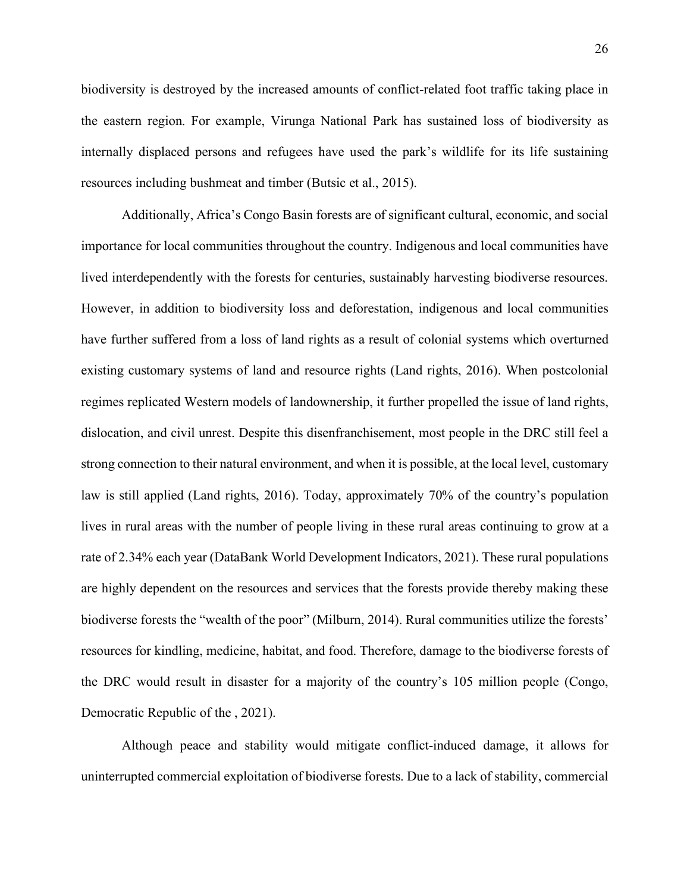biodiversity is destroyed by the increased amounts of conflict-related foot traffic taking place in the eastern region. For example, Virunga National Park has sustained loss of biodiversity as internally displaced persons and refugees have used the park's wildlife for its life sustaining resources including bushmeat and timber (Butsic et al., 2015).

Additionally, Africa's Congo Basin forests are of significant cultural, economic, and social importance for local communities throughout the country. Indigenous and local communities have lived interdependently with the forests for centuries, sustainably harvesting biodiverse resources. However, in addition to biodiversity loss and deforestation, indigenous and local communities have further suffered from a loss of land rights as a result of colonial systems which overturned existing customary systems of land and resource rights (Land rights, 2016). When postcolonial regimes replicated Western models of landownership, it further propelled the issue of land rights, dislocation, and civil unrest. Despite this disenfranchisement, most people in the DRC still feel a strong connection to their natural environment, and when it is possible, at the local level, customary law is still applied (Land rights, 2016). Today, approximately 70% of the country's population lives in rural areas with the number of people living in these rural areas continuing to grow at a rate of 2.34% each year (DataBank World Development Indicators, 2021). These rural populations are highly dependent on the resources and services that the forests provide thereby making these biodiverse forests the "wealth of the poor" (Milburn, 2014). Rural communities utilize the forests' resources for kindling, medicine, habitat, and food. Therefore, damage to the biodiverse forests of the DRC would result in disaster for a majority of the country's 105 million people (Congo, Democratic Republic of the , 2021).

Although peace and stability would mitigate conflict-induced damage, it allows for uninterrupted commercial exploitation of biodiverse forests. Due to a lack of stability, commercial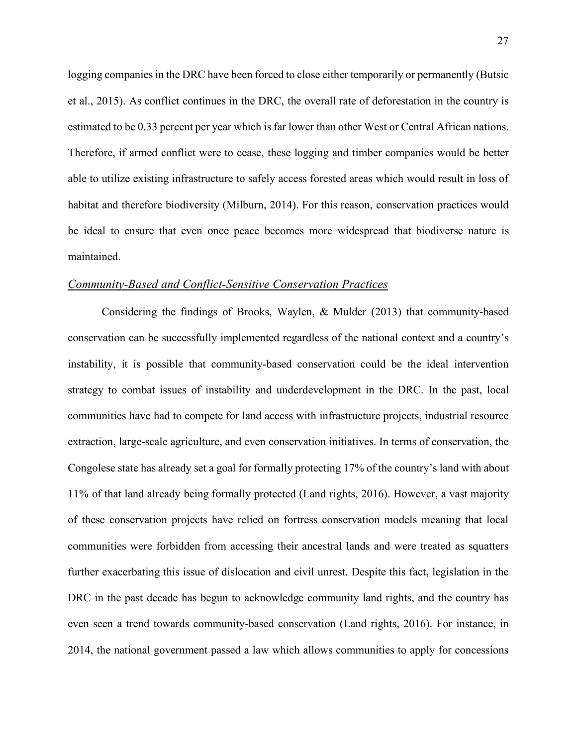logging companies in the DRC have been forced to close either temporarily or permanently (Butsic et al., 2015). As conflict continues in the DRC, the overall rate of deforestation in the country is estimated to be 0.33 percent per year which is far lower than other West or Central African nations. Therefore, if armed conflict were to cease, these logging and timber companies would be better able to utilize existing infrastructure to safely access forested areas which would result in loss of habitat and therefore biodiversity (Milburn, 2014). For this reason, conservation practices would be ideal to ensure that even once peace becomes more widespread that biodiverse nature is maintained.

### *Community-Based and Conflict-Sensitive Conservation Practices*

Considering the findings of Brooks, Waylen, & Mulder (2013) that community-based conservation can be successfully implemented regardless of the national context and a country's instability, it is possible that community-based conservation could be the ideal intervention strategy to combat issues of instability and underdevelopment in the DRC. In the past, local communities have had to compete for land access with infrastructure projects, industrial resource extraction, large-scale agriculture, and even conservation initiatives. In terms of conservation, the Congolese state has already set a goal for formally protecting 17% of the country's land with about 11% of that land already being formally protected (Land rights, 2016). However, a vast majority of these conservation projects have relied on fortress conservation models meaning that local communities were forbidden from accessing their ancestral lands and were treated as squatters further exacerbating this issue of dislocation and civil unrest. Despite this fact, legislation in the DRC in the past decade has begun to acknowledge community land rights, and the country has even seen a trend towards community-based conservation (Land rights, 2016). For instance, in 2014, the national government passed a law which allows communities to apply for concessions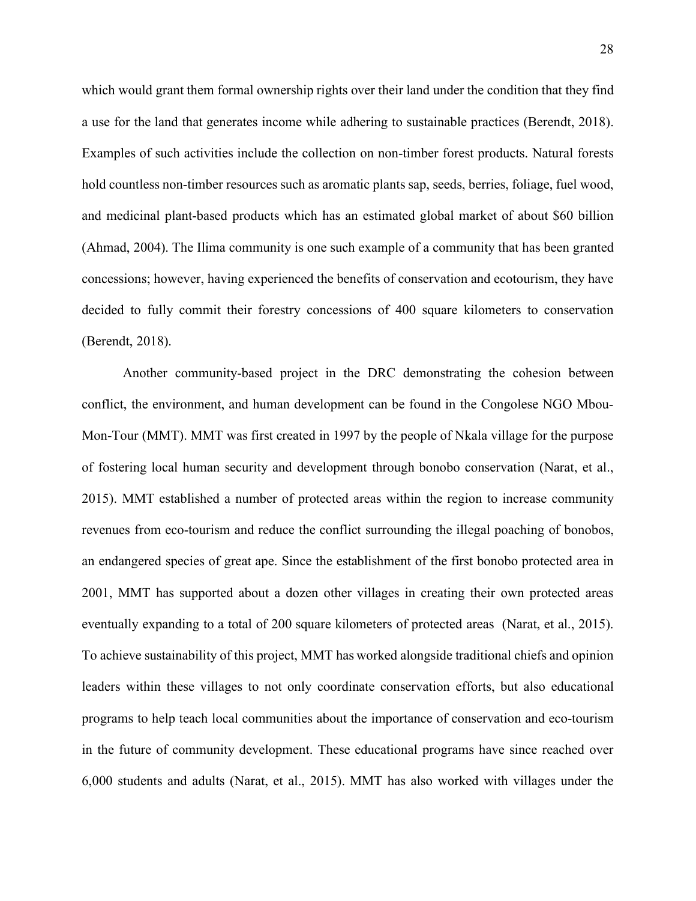which would grant them formal ownership rights over their land under the condition that they find a use for the land that generates income while adhering to sustainable practices (Berendt, 2018). Examples of such activities include the collection on non-timber forest products. Natural forests hold countless non-timber resources such as aromatic plants sap, seeds, berries, foliage, fuel wood, and medicinal plant-based products which has an estimated global market of about $60 billion (Ahmad, 2004). The Ilima community is one such example of a community that has been granted concessions; however, having experienced the benefits of conservation and ecotourism, they have decided to fully commit their forestry concessions of 400 square kilometers to conservation (Berendt, 2018).

Another community-based project in the DRC demonstrating the cohesion between conflict, the environment, and human development can be found in the Congolese NGO Mbou-Mon-Tour (MMT). MMT was first created in 1997 by the people of Nkala village for the purpose of fostering local human security and development through bonobo conservation (Narat, et al., 2015). MMT established a number of protected areas within the region to increase community revenues from eco-tourism and reduce the conflict surrounding the illegal poaching of bonobos, an endangered species of great ape. Since the establishment of the first bonobo protected area in 2001, MMT has supported about a dozen other villages in creating their own protected areas eventually expanding to a total of 200 square kilometers of protected areas (Narat, et al., 2015). To achieve sustainability of this project, MMT has worked alongside traditional chiefs and opinion leaders within these villages to not only coordinate conservation efforts, but also educational programs to help teach local communities about the importance of conservation and eco-tourism in the future of community development. These educational programs have since reached over 6,000 students and adults (Narat, et al., 2015). MMT has also worked with villages under the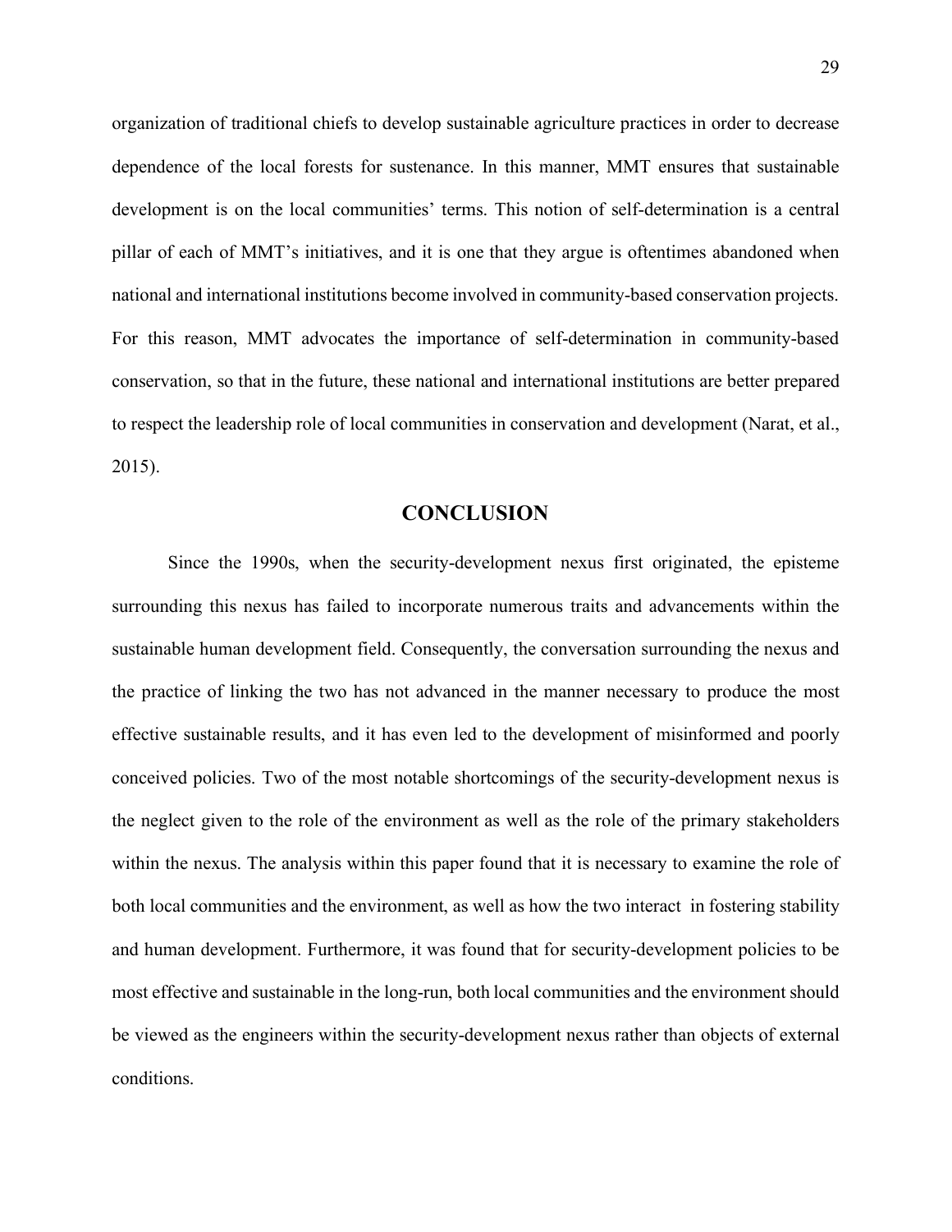organization of traditional chiefs to develop sustainable agriculture practices in order to decrease dependence of the local forests for sustenance. In this manner, MMT ensures that sustainable development is on the local communities' terms. This notion of self-determination is a central pillar of each of MMT's initiatives, and it is one that they argue is oftentimes abandoned when national and international institutions become involved in community-based conservation projects. For this reason, MMT advocates the importance of self-determination in community-based conservation, so that in the future, these national and international institutions are better prepared to respect the leadership role of local communities in conservation and development (Narat, et al., 2015).

## CONCLUSION

Since the 1990s, when the security-development nexus first originated, the episteme surrounding this nexus has failed to incorporate numerous traits and advancements within the sustainable human development field. Consequently, the conversation surrounding the nexus and the practice of linking the two has not advanced in the manner necessary to produce the most effective sustainable results, and it has even led to the development of misinformed and poorly conceived policies. Two of the most notable shortcomings of the security-development nexus is the neglect given to the role of the environment as well as the role of the primary stakeholders within the nexus. The analysis within this paper found that it is necessary to examine the role of both local communities and the environment, as well as how the two interact in fostering stability and human development. Furthermore, it was found that for security-development policies to be most effective and sustainable in the long-run, both local communities and the environment should be viewed as the engineers within the security-development nexus rather than objects of external conditions.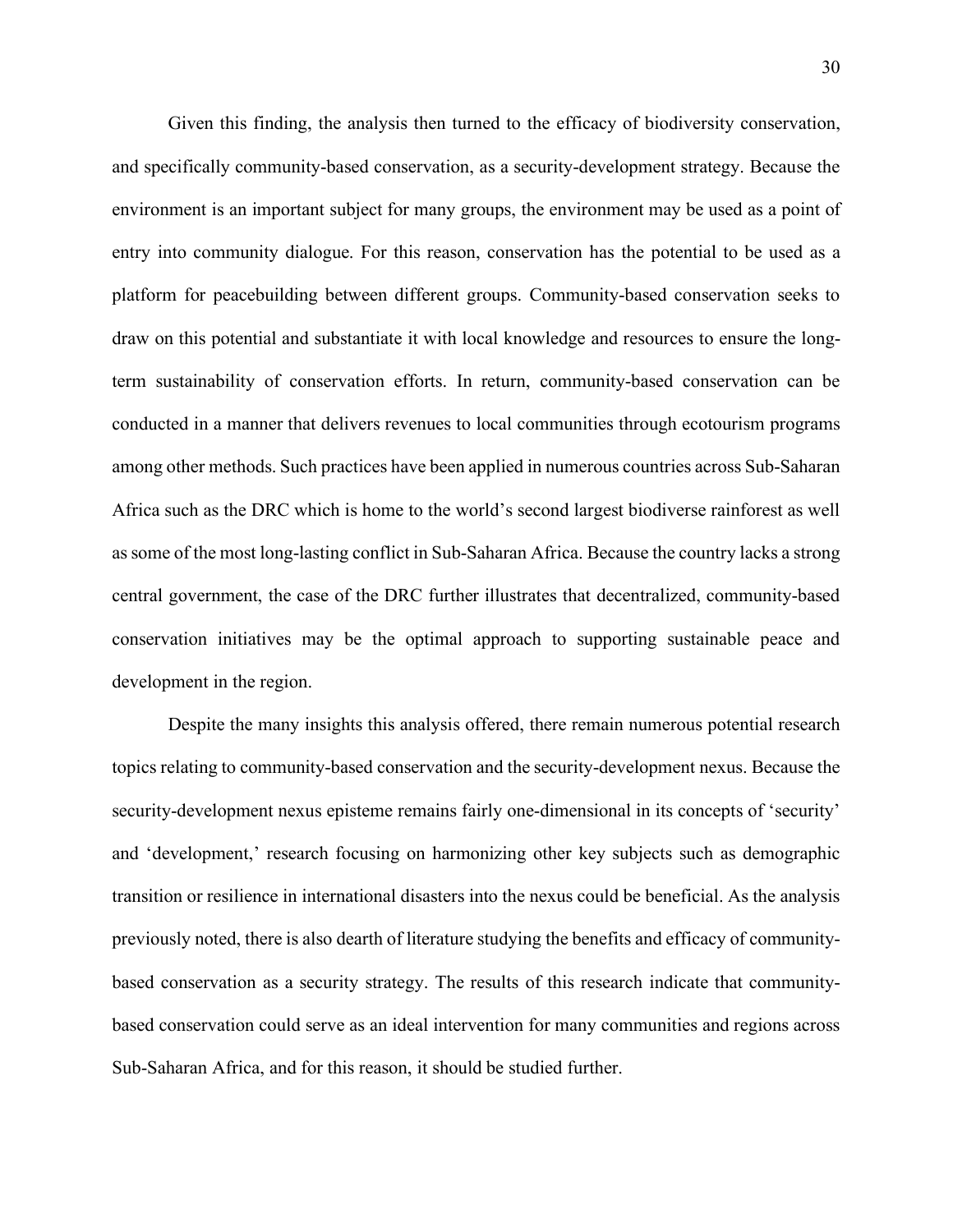Given this finding, the analysis then turned to the efficacy of biodiversity conservation, and specifically community-based conservation, as a security-development strategy. Because the environment is an important subject for many groups, the environment may be used as a point of entry into community dialogue. For this reason, conservation has the potential to be used as a platform for peacebuilding between different groups. Community-based conservation seeks to draw on this potential and substantiate it with local knowledge and resources to ensure the long-term sustainability of conservation efforts. In return, community-based conservation can be conducted in a manner that delivers revenues to local communities through ecotourism programs among other methods. Such practices have been applied in numerous countries across Sub-Saharan Africa such as the DRC which is home to the world's second largest biodiverse rainforest as well as some of the most long-lasting conflict in Sub-Saharan Africa. Because the country lacks a strong central government, the case of the DRC further illustrates that decentralized, community-based conservation initiatives may be the optimal approach to supporting sustainable peace and development in the region.

Despite the many insights this analysis offered, there remain numerous potential research topics relating to community-based conservation and the security-development nexus. Because the security-development nexus episteme remains fairly one-dimensional in its concepts of 'security' and 'development,' research focusing on harmonizing other key subjects such as demographic transition or resilience in international disasters into the nexus could be beneficial. As the analysis previously noted, there is also dearth of literature studying the benefits and efficacy of community-based conservation as a security strategy. The results of this research indicate that community-based conservation could serve as an ideal intervention for many communities and regions across Sub-Saharan Africa, and for this reason, it should be studied further.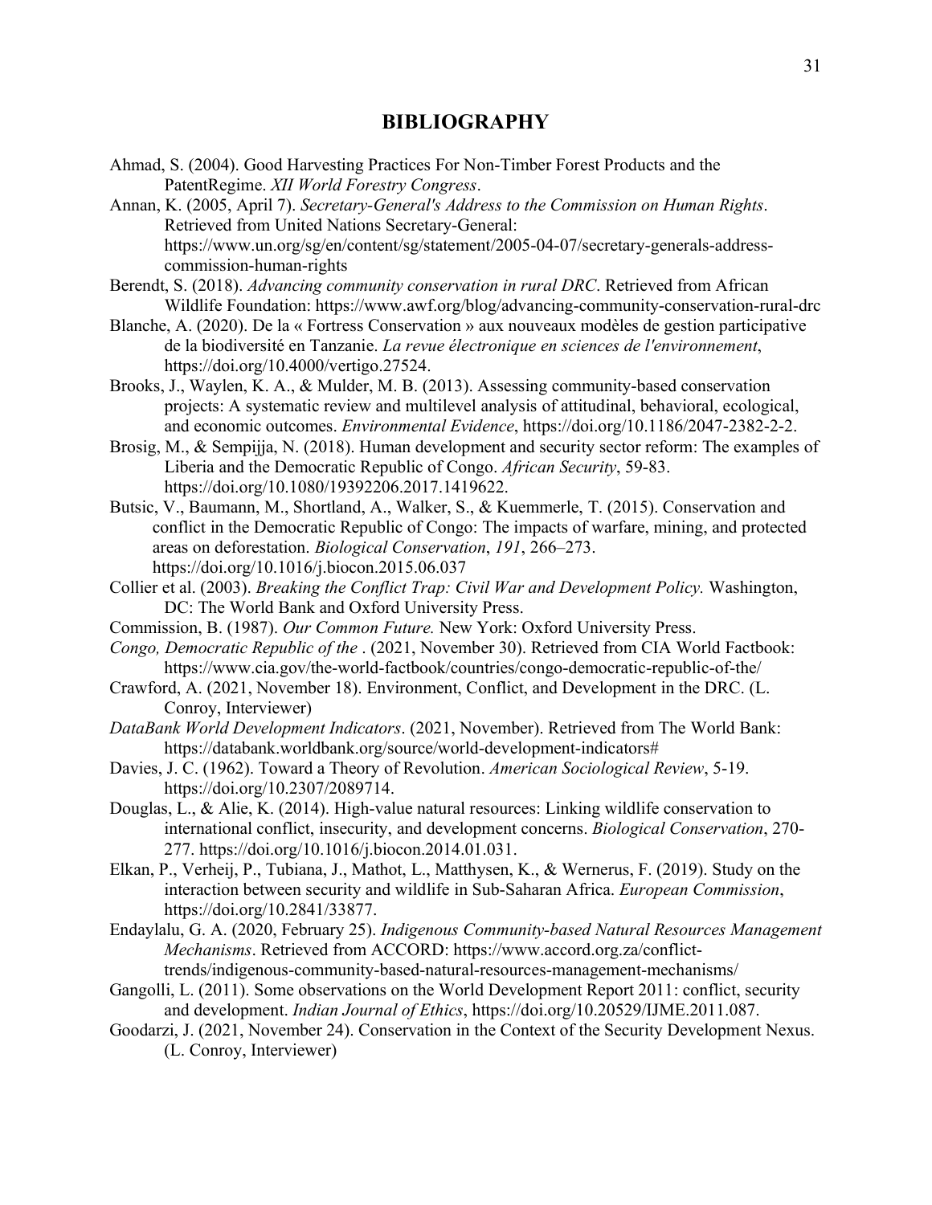# BIBLIOGRAPHY

Ahmad, S. (2004). Good Harvesting Practices For Non-Timber Forest Products and the PatentRegime. *XII World Forestry Congress*.

Annan, K. (2005, April 7). *Secretary-General's Address to the Commission on Human Rights*. Retrieved from United Nations Secretary-General: https://www.un.org/sg/en/content/sg/statement/2005-04-07/secretary-generals-address-commission-human-rights

Berendt, S. (2018). *Advancing community conservation in rural DRC*. Retrieved from African Wildlife Foundation: https://www.awf.org/blog/advancing-community-conservation-rural-drc

Blanche, A. (2020). De la « Fortress Conservation » aux nouveaux modèles de gestion participative de la biodiversité en Tanzanie. *La revue électronique en sciences de l'environnement*, https://doi.org/10.4000/vertigo.27524.

Brooks, J., Waylen, K. A., & Mulder, M. B. (2013). Assessing community-based conservation projects: A systematic review and multilevel analysis of attitudinal, behavioral, ecological, and economic outcomes. *Environmental Evidence*, https://doi.org/10.1186/2047-2382-2-2.

Brosig, M., & Sempijja, N. (2018). Human development and security sector reform: The examples of Liberia and the Democratic Republic of Congo. *African Security*, 59-83. https://doi.org/10.1080/19392206.2017.1419622.

Butsic, V., Baumann, M., Shortland, A., Walker, S., & Kuemmerle, T. (2015). Conservation and conflict in the Democratic Republic of Congo: The impacts of warfare, mining, and protected areas on deforestation. *Biological Conservation*, *191*, 266–273. https://doi.org/10.1016/j.biocon.2015.06.037

Collier et al. (2003). *Breaking the Conflict Trap: Civil War and Development Policy.* Washington, DC: The World Bank and Oxford University Press.

Commission, B. (1987). *Our Common Future.* New York: Oxford University Press.

*Congo, Democratic Republic of the* . (2021, November 30). Retrieved from CIA World Factbook: https://www.cia.gov/the-world-factbook/countries/congo-democratic-republic-of-the/

Crawford, A. (2021, November 18). Environment, Conflict, and Development in the DRC. (L. Conroy, Interviewer)

*DataBank World Development Indicators*. (2021, November). Retrieved from The World Bank: https://databank.worldbank.org/source/world-development-indicators#

Davies, J. C. (1962). Toward a Theory of Revolution. *American Sociological Review*, 5-19. https://doi.org/10.2307/2089714.

Douglas, L., & Alie, K. (2014). High-value natural resources: Linking wildlife conservation to international conflict, insecurity, and development concerns. *Biological Conservation*, 270-277. https://doi.org/10.1016/j.biocon.2014.01.031.

Elkan, P., Verheij, P., Tubiana, J., Mathot, L., Matthysen, K., & Wernerus, F. (2019). Study on the interaction between security and wildlife in Sub-Saharan Africa. *European Commission*, https://doi.org/10.2841/33877.

Endaylalu, G. A. (2020, February 25). *Indigenous Community-based Natural Resources Management Mechanisms*. Retrieved from ACCORD: https://www.accord.org.za/conflict-trends/indigenous-community-based-natural-resources-management-mechanisms/

Gangolli, L. (2011). Some observations on the World Development Report 2011: conflict, security and development. *Indian Journal of Ethics*, https://doi.org/10.20529/IJME.2011.087.

Goodarzi, J. (2021, November 24). Conservation in the Context of the Security Development Nexus. (L. Conroy, Interviewer)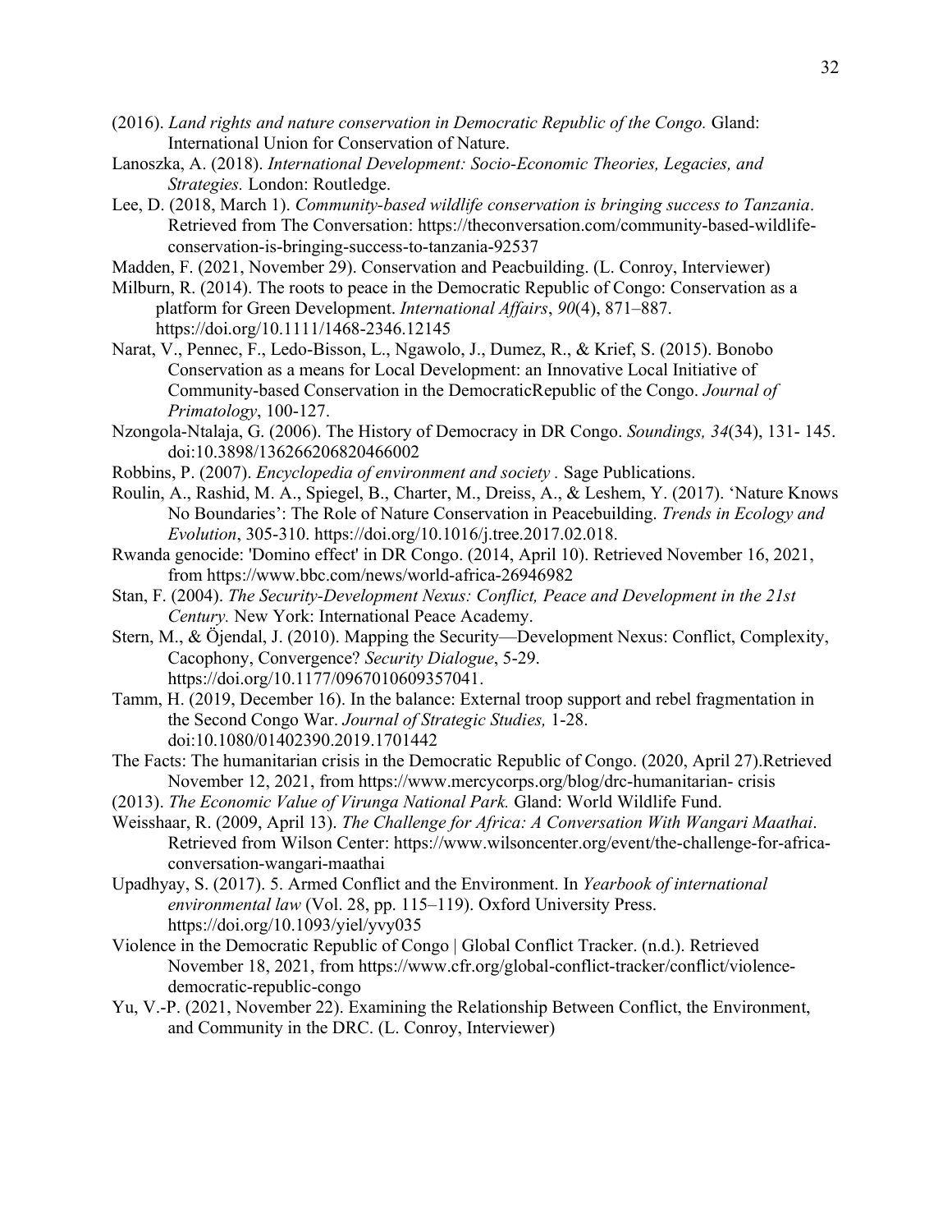(2016). *Land rights and nature conservation in Democratic Republic of the Congo.* Gland: International Union for Conservation of Nature.

Lanoszka, A. (2018). *International Development: Socio-Economic Theories, Legacies, and Strategies.* London: Routledge.

Lee, D. (2018, March 1). *Community-based wildlife conservation is bringing success to Tanzania*. Retrieved from The Conversation: https://theconversation.com/community-based-wildlife-conservation-is-bringing-success-to-tanzania-92537

Madden, F. (2021, November 29). Conservation and Peacbuilding. (L. Conroy, Interviewer)

Milburn, R. (2014). The roots to peace in the Democratic Republic of Congo: Conservation as a platform for Green Development. *International Affairs*, *90*(4), 871–887. https://doi.org/10.1111/1468-2346.12145

Narat, V., Pennec, F., Ledo-Bisson, L., Ngawolo, J., Dumez, R., & Krief, S. (2015). Bonobo Conservation as a means for Local Development: an Innovative Local Initiative of Community-based Conservation in the DemocraticRepublic of the Congo. *Journal of Primatology*, 100-127.

Nzongola-Ntalaja, G. (2006). The History of Democracy in DR Congo. *Soundings, 34*(34), 131- 145. doi:10.3898/136266206820466002

Robbins, P. (2007). *Encyclopedia of environment and society .* Sage Publications.

Roulin, A., Rashid, M. A., Spiegel, B., Charter, M., Dreiss, A., & Leshem, Y. (2017). 'Nature Knows No Boundaries': The Role of Nature Conservation in Peacebuilding. *Trends in Ecology and Evolution*, 305-310. https://doi.org/10.1016/j.tree.2017.02.018.

Rwanda genocide: 'Domino effect' in DR Congo. (2014, April 10). Retrieved November 16, 2021, from https://www.bbc.com/news/world-africa-26946982

Stan, F. (2004). *The Security-Development Nexus: Conflict, Peace and Development in the 21st Century.* New York: International Peace Academy.

Stern, M., & Öjendal, J. (2010). Mapping the Security—Development Nexus: Conflict, Complexity, Cacophony, Convergence? *Security Dialogue*, 5-29. https://doi.org/10.1177/0967010609357041.

Tamm, H. (2019, December 16). In the balance: External troop support and rebel fragmentation in the Second Congo War. *Journal of Strategic Studies,* 1-28. doi:10.1080/01402390.2019.1701442

The Facts: The humanitarian crisis in the Democratic Republic of Congo. (2020, April 27).Retrieved November 12, 2021, from https://www.mercycorps.org/blog/drc-humanitarian- crisis

(2013). *The Economic Value of Virunga National Park.* Gland: World Wildlife Fund.

Weisshaar, R. (2009, April 13). *The Challenge for Africa: A Conversation With Wangari Maathai*. Retrieved from Wilson Center: https://www.wilsoncenter.org/event/the-challenge-for-africa-conversation-wangari-maathai

Upadhyay, S. (2017). 5. Armed Conflict and the Environment. In *Yearbook of international environmental law* (Vol. 28, pp. 115–119). Oxford University Press. https://doi.org/10.1093/yiel/yvy035

Violence in the Democratic Republic of Congo | Global Conflict Tracker. (n.d.). Retrieved November 18, 2021, from https://www.cfr.org/global-conflict-tracker/conflict/violence-democratic-republic-congo

Yu, V.-P. (2021, November 22). Examining the Relationship Between Conflict, the Environment, and Community in the DRC. (L. Conroy, Interviewer)